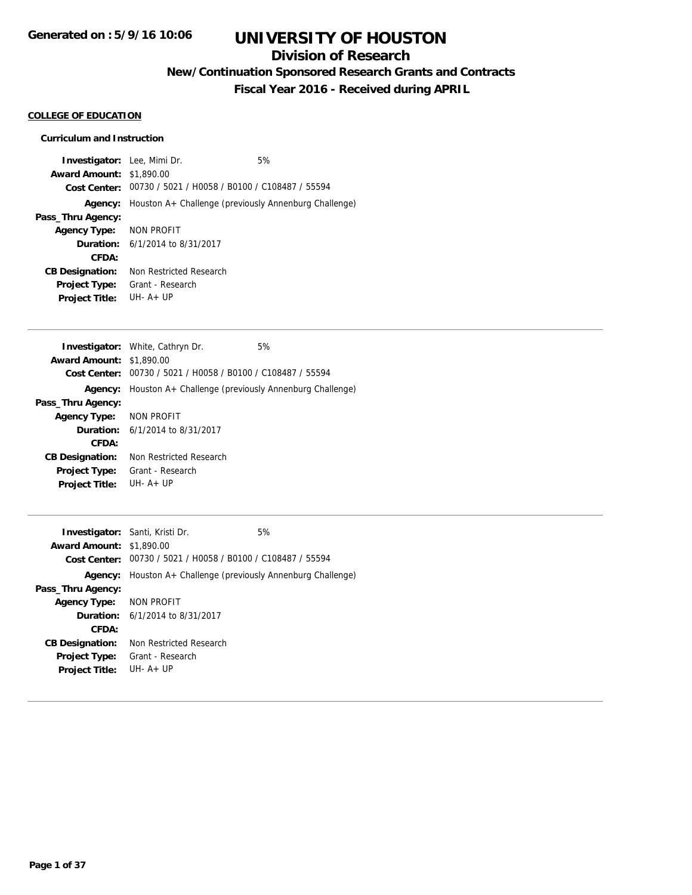**Generated on : 5/9/16 10:06**

# UNIVERSITY OF HOUSTON

## Division of Research

### New/Continuation Sponsored Research Grants and Contracts

### Fiscal Year 2016 - Received during APRIL

**COLLEGE OF EDUCATION**

**Curriculum and Instruction**

**Investigator:** Lee, Mimi Dr. 5%
**Award Amount:** $1,890.00
**Cost Center:** 00730 / 5021 / H0058 / B0100 / C108487 / 55594
**Agency:** Houston A+ Challenge (previously Annenburg Challenge)
**Pass_Thru Agency:**
**Agency Type:** NON PROFIT
**Duration:** 6/1/2014 to 8/31/2017
**CFDA:**
**CB Designation:** Non Restricted Research
**Project Type:** Grant - Research
**Project Title:** UH- A+ UP

---

**Investigator:** White, Cathryn Dr. 5%
**Award Amount:** $1,890.00
**Cost Center:** 00730 / 5021 / H0058 / B0100 / C108487 / 55594
**Agency:** Houston A+ Challenge (previously Annenburg Challenge)
**Pass_Thru Agency:**
**Agency Type:** NON PROFIT
**Duration:** 6/1/2014 to 8/31/2017
**CFDA:**
**CB Designation:** Non Restricted Research
**Project Type:** Grant - Research
**Project Title:** UH- A+ UP

---

**Investigator:** Santi, Kristi Dr. 5%
**Award Amount:** $1,890.00
**Cost Center:** 00730 / 5021 / H0058 / B0100 / C108487 / 55594
**Agency:** Houston A+ Challenge (previously Annenburg Challenge)
**Pass_Thru Agency:**
**Agency Type:** NON PROFIT
**Duration:** 6/1/2014 to 8/31/2017
**CFDA:**
**CB Designation:** Non Restricted Research
**Project Type:** Grant - Research
**Project Title:** UH- A+ UP

---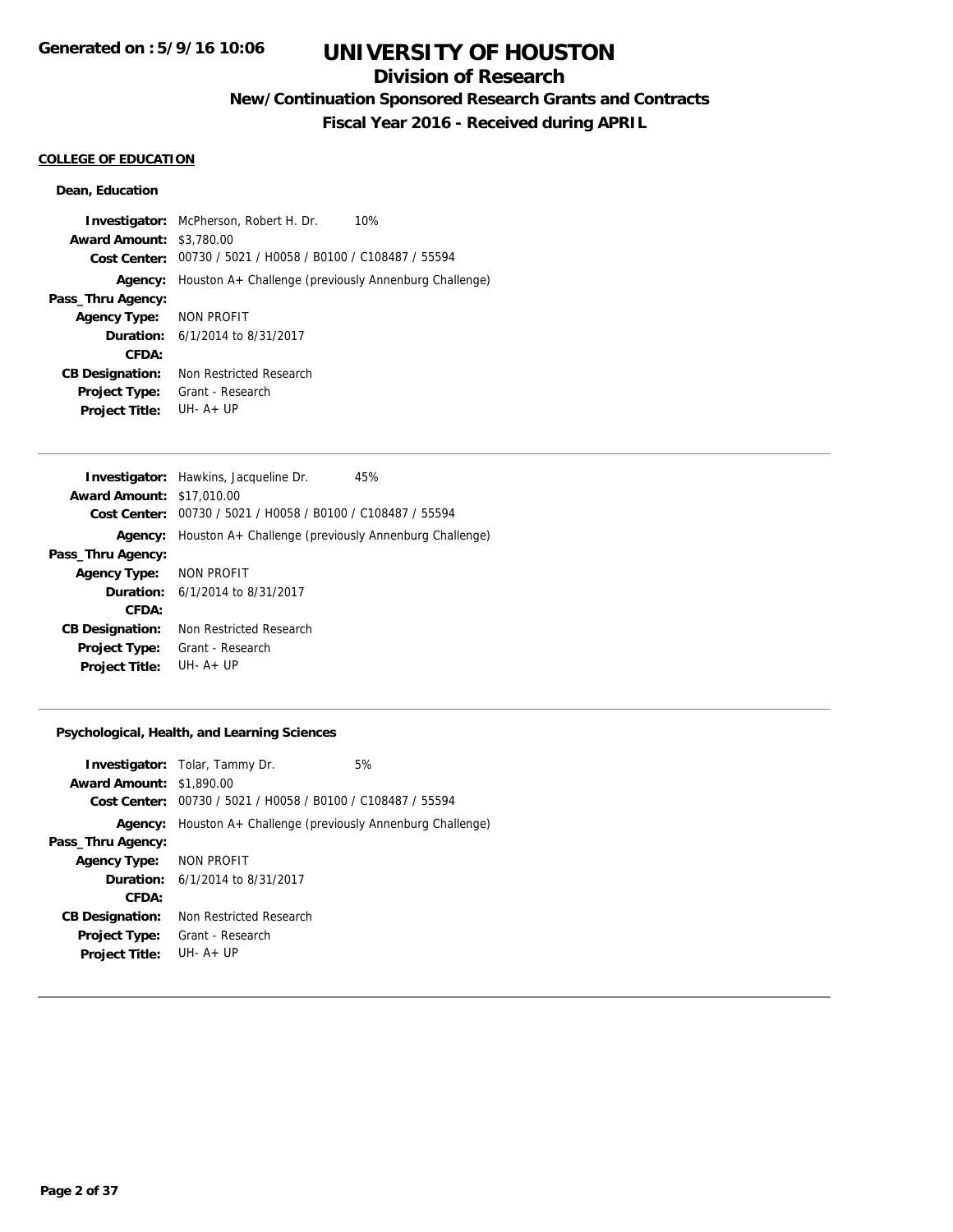# UNIVERSITY OF HOUSTON

## Division of Research

### New/Continuation Sponsored Research Grants and Contracts

### Fiscal Year 2016 - Received during APRIL

**Generated on : 5/9/16 10:06**

**COLLEGE OF EDUCATION**

**Dean, Education**

| | | |
|---|---|---|
| **Investigator:** | McPherson, Robert H. Dr. | 10% |
| **Award Amount:** | $3,780.00 | |
| **Cost Center:** | 00730 / 5021 / H0058 / B0100 / C108487 / 55594 | |
| **Agency:** | Houston A+ Challenge (previously Annenburg Challenge) | |
| **Pass_Thru Agency:** | | |
| **Agency Type:** | NON PROFIT | |
| **Duration:** | 6/1/2014 to 8/31/2017 | |
| **CFDA:** | | |
| **CB Designation:** | Non Restricted Research | |
| **Project Type:** | Grant - Research | |
| **Project Title:** | UH- A+ UP | |

| | | |
|---|---|---|
| **Investigator:** | Hawkins, Jacqueline Dr. | 45% |
| **Award Amount:** | $17,010.00 | |
| **Cost Center:** | 00730 / 5021 / H0058 / B0100 / C108487 / 55594 | |
| **Agency:** | Houston A+ Challenge (previously Annenburg Challenge) | |
| **Pass_Thru Agency:** | | |
| **Agency Type:** | NON PROFIT | |
| **Duration:** | 6/1/2014 to 8/31/2017 | |
| **CFDA:** | | |
| **CB Designation:** | Non Restricted Research | |
| **Project Type:** | Grant - Research | |
| **Project Title:** | UH- A+ UP | |

**Psychological, Health, and Learning Sciences**

| | | |
|---|---|---|
| **Investigator:** | Tolar, Tammy Dr. | 5% |
| **Award Amount:** | $1,890.00 | |
| **Cost Center:** | 00730 / 5021 / H0058 / B0100 / C108487 / 55594 | |
| **Agency:** | Houston A+ Challenge (previously Annenburg Challenge) | |
| **Pass_Thru Agency:** | | |
| **Agency Type:** | NON PROFIT | |
| **Duration:** | 6/1/2014 to 8/31/2017 | |
| **CFDA:** | | |
| **CB Designation:** | Non Restricted Research | |
| **Project Type:** | Grant - Research | |
| **Project Title:** | UH- A+ UP | |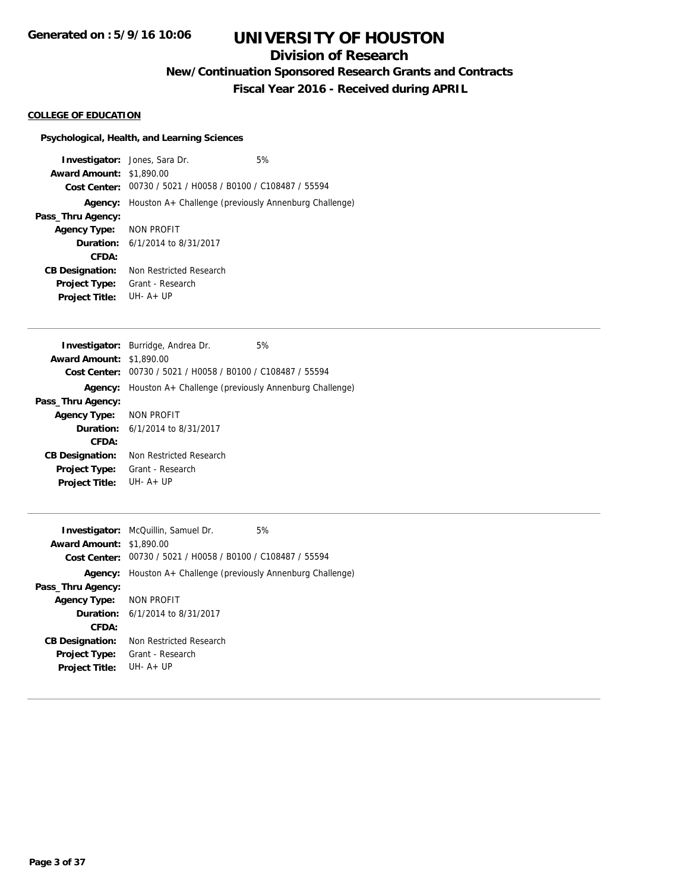# UNIVERSITY OF HOUSTON

## Division of Research

### New/Continuation Sponsored Research Grants and Contracts

### Fiscal Year 2016 - Received during APRIL

Generated on : 5/9/16 10:06

**COLLEGE OF EDUCATION**

**Psychological, Health, and Learning Sciences**

**Investigator:** Jones, Sara Dr. 5%
**Award Amount:** $1,890.00
**Cost Center:** 00730 / 5021 / H0058 / B0100 / C108487 / 55594
**Agency:** Houston A+ Challenge (previously Annenburg Challenge)
**Pass_Thru Agency:**
**Agency Type:** NON PROFIT
**Duration:** 6/1/2014 to 8/31/2017
**CFDA:**
**CB Designation:** Non Restricted Research
**Project Type:** Grant - Research
**Project Title:** UH- A+ UP

---

**Investigator:** Burridge, Andrea Dr. 5%
**Award Amount:** $1,890.00
**Cost Center:** 00730 / 5021 / H0058 / B0100 / C108487 / 55594
**Agency:** Houston A+ Challenge (previously Annenburg Challenge)
**Pass_Thru Agency:**
**Agency Type:** NON PROFIT
**Duration:** 6/1/2014 to 8/31/2017
**CFDA:**
**CB Designation:** Non Restricted Research
**Project Type:** Grant - Research
**Project Title:** UH- A+ UP

---

**Investigator:** McQuillin, Samuel Dr. 5%
**Award Amount:** $1,890.00
**Cost Center:** 00730 / 5021 / H0058 / B0100 / C108487 / 55594
**Agency:** Houston A+ Challenge (previously Annenburg Challenge)
**Pass_Thru Agency:**
**Agency Type:** NON PROFIT
**Duration:** 6/1/2014 to 8/31/2017
**CFDA:**
**CB Designation:** Non Restricted Research
**Project Type:** Grant - Research
**Project Title:** UH- A+ UP

---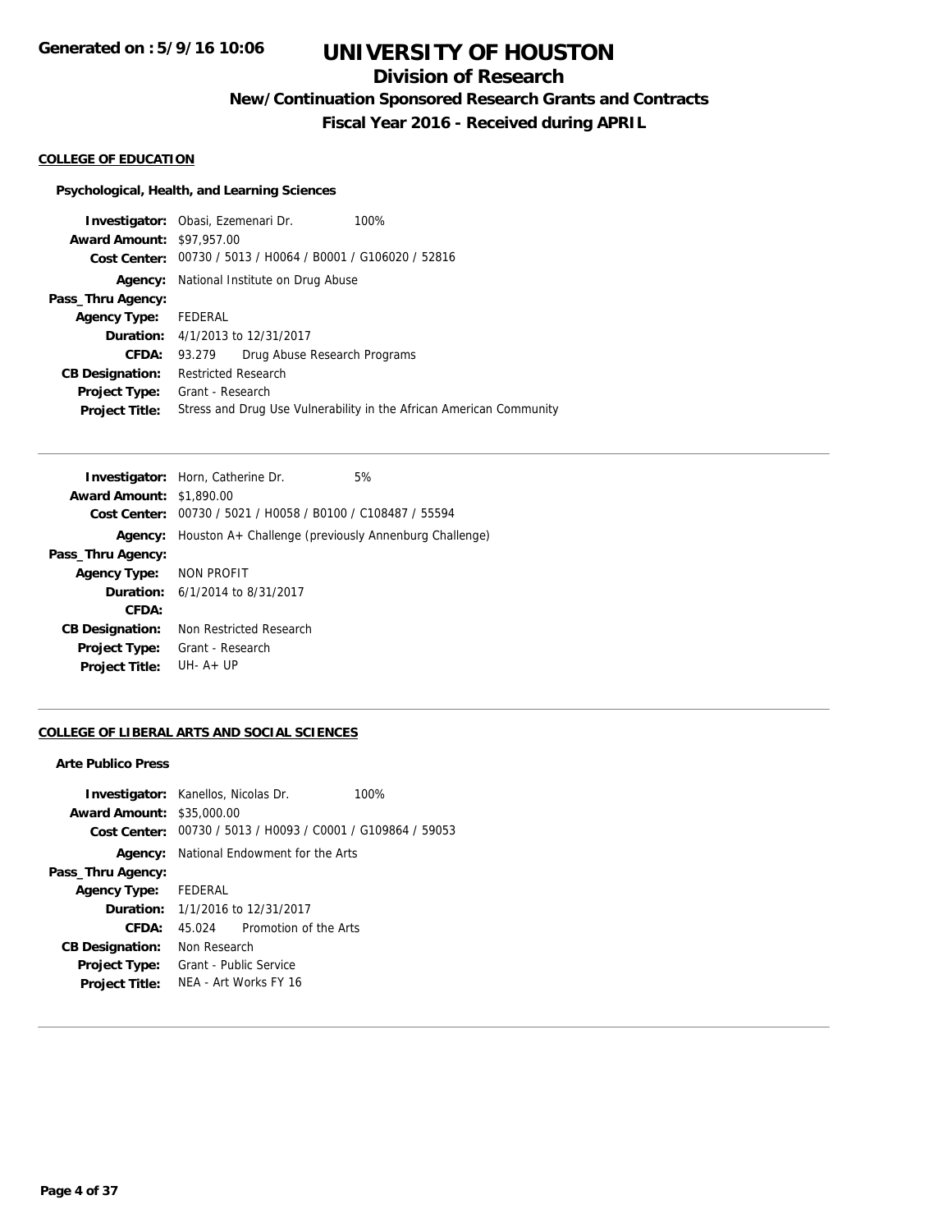# UNIVERSITY OF HOUSTON

## Division of Research

### New/Continuation Sponsored Research Grants and Contracts

### Fiscal Year 2016 - Received during APRIL

**COLLEGE OF EDUCATION**

**Psychological, Health, and Learning Sciences**

**Investigator:** Obasi, Ezemenari Dr. 100%
**Award Amount:** $97,957.00
**Cost Center:** 00730 / 5013 / H0064 / B0001 / G106020 / 52816
**Agency:** National Institute on Drug Abuse
**Pass_Thru Agency:**
**Agency Type:** FEDERAL
**Duration:** 4/1/2013 to 12/31/2017
**CFDA:** 93.279 Drug Abuse Research Programs
**CB Designation:** Restricted Research
**Project Type:** Grant - Research
**Project Title:** Stress and Drug Use Vulnerability in the African American Community

---

**Investigator:** Horn, Catherine Dr. 5%
**Award Amount:** $1,890.00
**Cost Center:** 00730 / 5021 / H0058 / B0100 / C108487 / 55594
**Agency:** Houston A+ Challenge (previously Annenburg Challenge)
**Pass_Thru Agency:**
**Agency Type:** NON PROFIT
**Duration:** 6/1/2014 to 8/31/2017
**CFDA:**
**CB Designation:** Non Restricted Research
**Project Type:** Grant - Research
**Project Title:** UH- A+ UP

---

**COLLEGE OF LIBERAL ARTS AND SOCIAL SCIENCES**

**Arte Publico Press**

**Investigator:** Kanellos, Nicolas Dr. 100%
**Award Amount:** $35,000.00
**Cost Center:** 00730 / 5013 / H0093 / C0001 / G109864 / 59053
**Agency:** National Endowment for the Arts
**Pass_Thru Agency:**
**Agency Type:** FEDERAL
**Duration:** 1/1/2016 to 12/31/2017
**CFDA:** 45.024 Promotion of the Arts
**CB Designation:** Non Research
**Project Type:** Grant - Public Service
**Project Title:** NEA - Art Works FY 16

---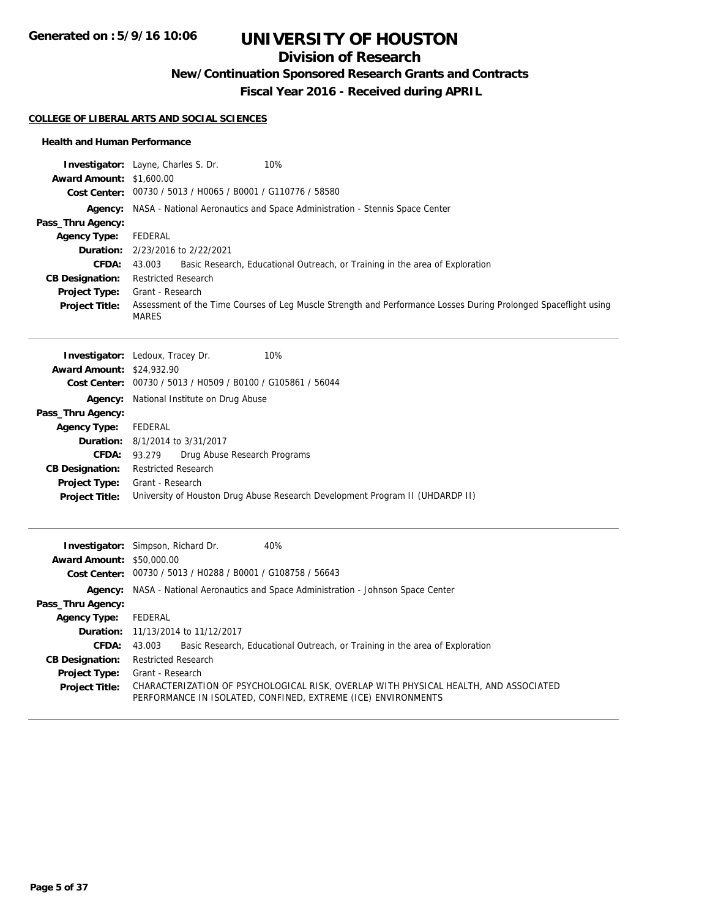# UNIVERSITY OF HOUSTON

## Division of Research

### New/Continuation Sponsored Research Grants and Contracts

### Fiscal Year 2016 - Received during APRIL

**Generated on : 5/9/16 10:06**

#### COLLEGE OF LIBERAL ARTS AND SOCIAL SCIENCES

**Health and Human Performance**

| | |
|---|---|
| **Investigator:** | Layne, Charles S. Dr. 10% |
| **Award Amount:** | $1,600.00 |
| **Cost Center:** | 00730 / 5013 / H0065 / B0001 / G110776 / 58580 |
| **Agency:** | NASA - National Aeronautics and Space Administration - Stennis Space Center |
| **Pass_Thru Agency:** | |
| **Agency Type:** | FEDERAL |
| **Duration:** | 2/23/2016 to 2/22/2021 |
| **CFDA:** | 43.003 Basic Research, Educational Outreach, or Training in the area of Exploration |
| **CB Designation:** | Restricted Research |
| **Project Type:** | Grant - Research |
| **Project Title:** | Assessment of the Time Courses of Leg Muscle Strength and Performance Losses During Prolonged Spaceflight using MARES |

| | |
|---|---|
| **Investigator:** | Ledoux, Tracey Dr. 10% |
| **Award Amount:** | $24,932.90 |
| **Cost Center:** | 00730 / 5013 / H0509 / B0100 / G105861 / 56044 |
| **Agency:** | National Institute on Drug Abuse |
| **Pass_Thru Agency:** | |
| **Agency Type:** | FEDERAL |
| **Duration:** | 8/1/2014 to 3/31/2017 |
| **CFDA:** | 93.279 Drug Abuse Research Programs |
| **CB Designation:** | Restricted Research |
| **Project Type:** | Grant - Research |
| **Project Title:** | University of Houston Drug Abuse Research Development Program II (UHDARDP II) |

| | |
|---|---|
| **Investigator:** | Simpson, Richard Dr. 40% |
| **Award Amount:** | $50,000.00 |
| **Cost Center:** | 00730 / 5013 / H0288 / B0001 / G108758 / 56643 |
| **Agency:** | NASA - National Aeronautics and Space Administration - Johnson Space Center |
| **Pass_Thru Agency:** | |
| **Agency Type:** | FEDERAL |
| **Duration:** | 11/13/2014 to 11/12/2017 |
| **CFDA:** | 43.003 Basic Research, Educational Outreach, or Training in the area of Exploration |
| **CB Designation:** | Restricted Research |
| **Project Type:** | Grant - Research |
| **Project Title:** | CHARACTERIZATION OF PSYCHOLOGICAL RISK, OVERLAP WITH PHYSICAL HEALTH, AND ASSOCIATED PERFORMANCE IN ISOLATED, CONFINED, EXTREME (ICE) ENVIRONMENTS |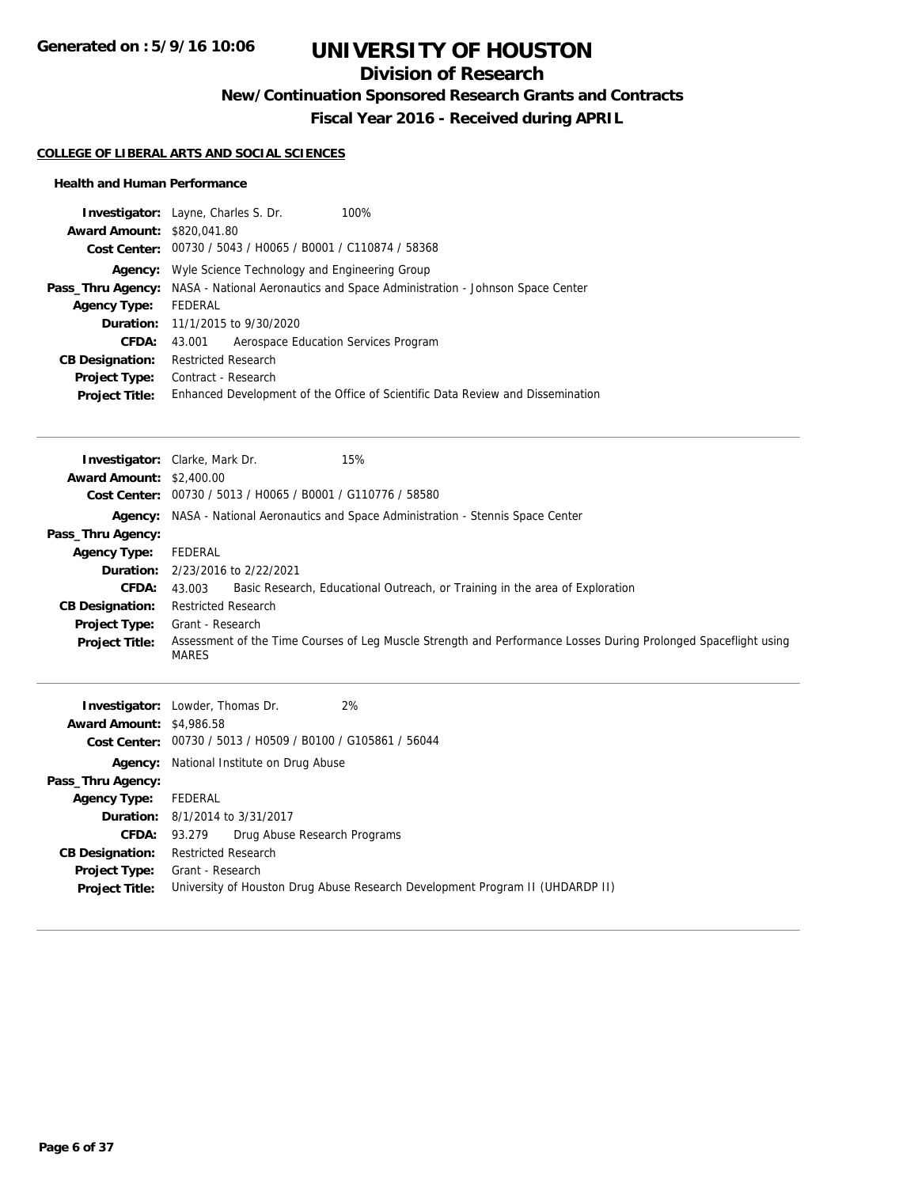# UNIVERSITY OF HOUSTON

## Division of Research

### New/Continuation Sponsored Research Grants and Contracts

### Fiscal Year 2016 - Received during APRIL

Generated on : 5/9/16 10:06

**COLLEGE OF LIBERAL ARTS AND SOCIAL SCIENCES**

**Health and Human Performance**

**Investigator:** Layne, Charles S. Dr. 100%
**Award Amount:** $820,041.80
**Cost Center:** 00730 / 5043 / H0065 / B0001 / C110874 / 58368
**Agency:** Wyle Science Technology and Engineering Group
**Pass_Thru Agency:** NASA - National Aeronautics and Space Administration - Johnson Space Center
**Agency Type:** FEDERAL
**Duration:** 11/1/2015 to 9/30/2020
**CFDA:** 43.001 Aerospace Education Services Program
**CB Designation:** Restricted Research
**Project Type:** Contract - Research
**Project Title:** Enhanced Development of the Office of Scientific Data Review and Dissemination

---

**Investigator:** Clarke, Mark Dr. 15%
**Award Amount:** $2,400.00
**Cost Center:** 00730 / 5013 / H0065 / B0001 / G110776 / 58580
**Agency:** NASA - National Aeronautics and Space Administration - Stennis Space Center
**Pass_Thru Agency:**
**Agency Type:** FEDERAL
**Duration:** 2/23/2016 to 2/22/2021
**CFDA:** 43.003 Basic Research, Educational Outreach, or Training in the area of Exploration
**CB Designation:** Restricted Research
**Project Type:** Grant - Research
**Project Title:** Assessment of the Time Courses of Leg Muscle Strength and Performance Losses During Prolonged Spaceflight using MARES

---

**Investigator:** Lowder, Thomas Dr. 2%
**Award Amount:** $4,986.58
**Cost Center:** 00730 / 5013 / H0509 / B0100 / G105861 / 56044
**Agency:** National Institute on Drug Abuse
**Pass_Thru Agency:**
**Agency Type:** FEDERAL
**Duration:** 8/1/2014 to 3/31/2017
**CFDA:** 93.279 Drug Abuse Research Programs
**CB Designation:** Restricted Research
**Project Type:** Grant - Research
**Project Title:** University of Houston Drug Abuse Research Development Program II (UHDARDP II)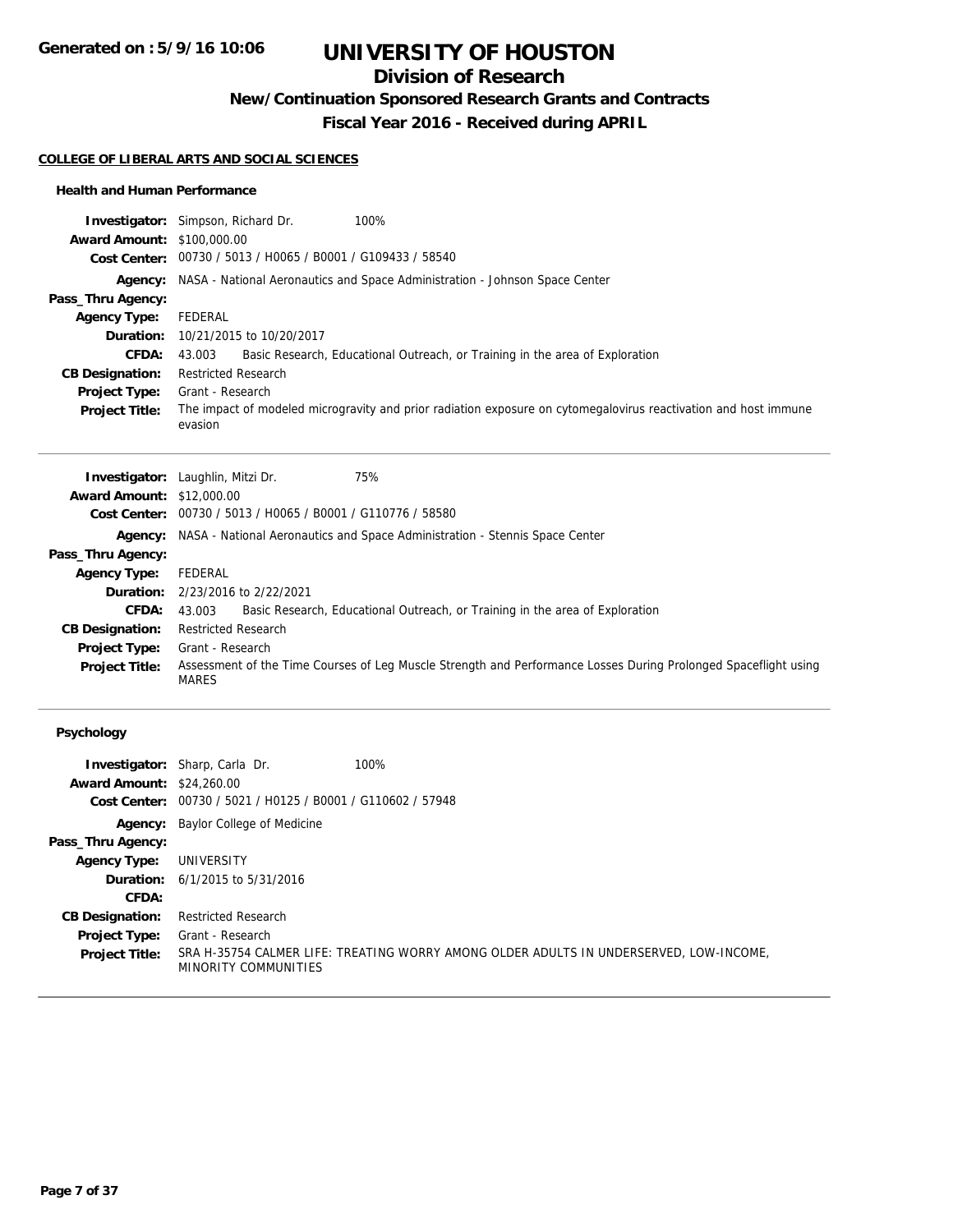**Generated on : 5/9/16 10:06**

# UNIVERSITY OF HOUSTON

## Division of Research

### New/Continuation Sponsored Research Grants and Contracts

### Fiscal Year 2016 - Received during APRIL

#### COLLEGE OF LIBERAL ARTS AND SOCIAL SCIENCES

##### Health and Human Performance

**Investigator:** Simpson, Richard Dr. 100%
**Award Amount:** $100,000.00
**Cost Center:** 00730 / 5013 / H0065 / B0001 / G109433 / 58540
**Agency:** NASA - National Aeronautics and Space Administration - Johnson Space Center
**Pass_Thru Agency:**
**Agency Type:** FEDERAL
**Duration:** 10/21/2015 to 10/20/2017
**CFDA:** 43.003 Basic Research, Educational Outreach, or Training in the area of Exploration
**CB Designation:** Restricted Research
**Project Type:** Grant - Research
**Project Title:** The impact of modeled microgravity and prior radiation exposure on cytomegalovirus reactivation and host immune evasion

---

**Investigator:** Laughlin, Mitzi Dr. 75%
**Award Amount:** $12,000.00
**Cost Center:** 00730 / 5013 / H0065 / B0001 / G110776 / 58580
**Agency:** NASA - National Aeronautics and Space Administration - Stennis Space Center
**Pass_Thru Agency:**
**Agency Type:** FEDERAL
**Duration:** 2/23/2016 to 2/22/2021
**CFDA:** 43.003 Basic Research, Educational Outreach, or Training in the area of Exploration
**CB Designation:** Restricted Research
**Project Type:** Grant - Research
**Project Title:** Assessment of the Time Courses of Leg Muscle Strength and Performance Losses During Prolonged Spaceflight using MARES

---

##### Psychology

**Investigator:** Sharp, Carla Dr. 100%
**Award Amount:** $24,260.00
**Cost Center:** 00730 / 5021 / H0125 / B0001 / G110602 / 57948
**Agency:** Baylor College of Medicine
**Pass_Thru Agency:**
**Agency Type:** UNIVERSITY
**Duration:** 6/1/2015 to 5/31/2016
**CFDA:**
**CB Designation:** Restricted Research
**Project Type:** Grant - Research
**Project Title:** SRA H-35754 CALMER LIFE: TREATING WORRY AMONG OLDER ADULTS IN UNDERSERVED, LOW-INCOME, MINORITY COMMUNITIES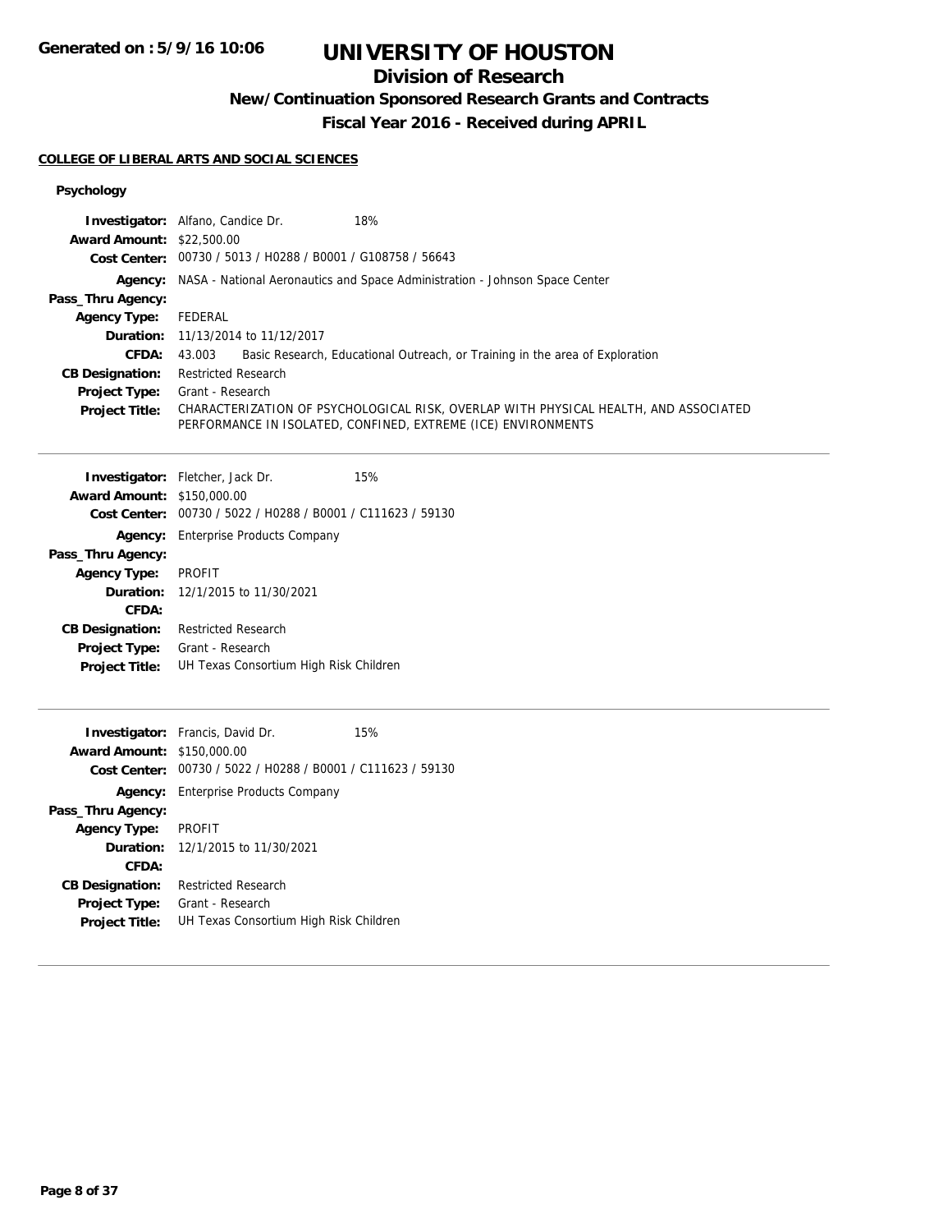# UNIVERSITY OF HOUSTON

## Division of Research

### New/Continuation Sponsored Research Grants and Contracts

### Fiscal Year 2016 - Received during APRIL

**COLLEGE OF LIBERAL ARTS AND SOCIAL SCIENCES**

**Psychology**

| | | |
|---|---|---|
| **Investigator:** | Alfano, Candice Dr. | 18% |
| **Award Amount:** | $22,500.00 | |
| **Cost Center:** | 00730 / 5013 / H0288 / B0001 / G108758 / 56643 | |
| **Agency:** | NASA - National Aeronautics and Space Administration - Johnson Space Center | |
| **Pass_Thru Agency:** | | |
| **Agency Type:** | FEDERAL | |
| **Duration:** | 11/13/2014 to 11/12/2017 | |
| **CFDA:** | 43.003 Basic Research, Educational Outreach, or Training in the area of Exploration | |
| **CB Designation:** | Restricted Research | |
| **Project Type:** | Grant - Research | |
| **Project Title:** | CHARACTERIZATION OF PSYCHOLOGICAL RISK, OVERLAP WITH PHYSICAL HEALTH, AND ASSOCIATED PERFORMANCE IN ISOLATED, CONFINED, EXTREME (ICE) ENVIRONMENTS | |

---

| | | |
|---|---|---|
| **Investigator:** | Fletcher, Jack Dr. | 15% |
| **Award Amount:** | $150,000.00 | |
| **Cost Center:** | 00730 / 5022 / H0288 / B0001 / C111623 / 59130 | |
| **Agency:** | Enterprise Products Company | |
| **Pass_Thru Agency:** | | |
| **Agency Type:** | PROFIT | |
| **Duration:** | 12/1/2015 to 11/30/2021 | |
| **CFDA:** | | |
| **CB Designation:** | Restricted Research | |
| **Project Type:** | Grant - Research | |
| **Project Title:** | UH Texas Consortium High Risk Children | |

---

| | | |
|---|---|---|
| **Investigator:** | Francis, David Dr. | 15% |
| **Award Amount:** | $150,000.00 | |
| **Cost Center:** | 00730 / 5022 / H0288 / B0001 / C111623 / 59130 | |
| **Agency:** | Enterprise Products Company | |
| **Pass_Thru Agency:** | | |
| **Agency Type:** | PROFIT | |
| **Duration:** | 12/1/2015 to 11/30/2021 | |
| **CFDA:** | | |
| **CB Designation:** | Restricted Research | |
| **Project Type:** | Grant - Research | |
| **Project Title:** | UH Texas Consortium High Risk Children | |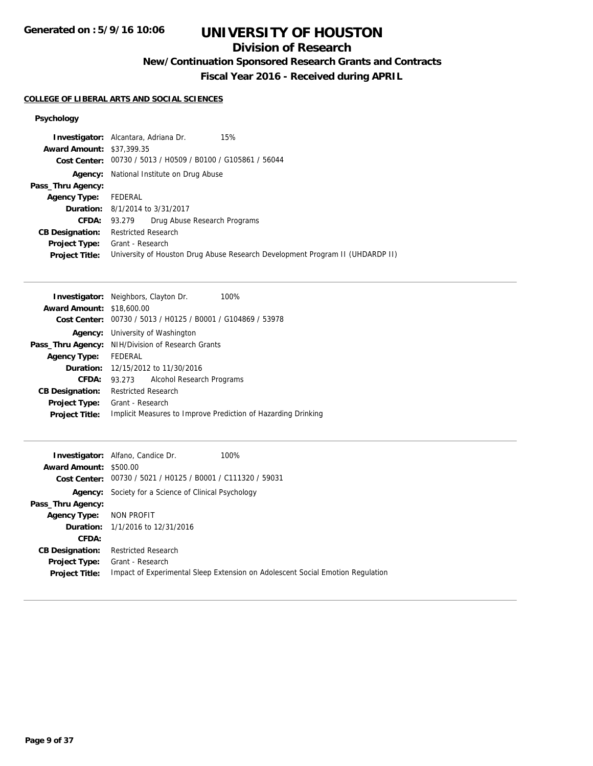# UNIVERSITY OF HOUSTON

## Division of Research

### New/Continuation Sponsored Research Grants and Contracts

### Fiscal Year 2016 - Received during APRIL

**COLLEGE OF LIBERAL ARTS AND SOCIAL SCIENCES**

#### Psychology

**Investigator:** Alcantara, Adriana Dr. 15%
**Award Amount:** $37,399.35
**Cost Center:** 00730 / 5013 / H0509 / B0100 / G105861 / 56044
**Agency:** National Institute on Drug Abuse
**Pass_Thru Agency:**
**Agency Type:** FEDERAL
**Duration:** 8/1/2014 to 3/31/2017
**CFDA:** 93.279 Drug Abuse Research Programs
**CB Designation:** Restricted Research
**Project Type:** Grant - Research
**Project Title:** University of Houston Drug Abuse Research Development Program II (UHDARDP II)

---

**Investigator:** Neighbors, Clayton Dr. 100%
**Award Amount:** $18,600.00
**Cost Center:** 00730 / 5013 / H0125 / B0001 / G104869 / 53978
**Agency:** University of Washington
**Pass_Thru Agency:** NIH/Division of Research Grants
**Agency Type:** FEDERAL
**Duration:** 12/15/2012 to 11/30/2016
**CFDA:** 93.273 Alcohol Research Programs
**CB Designation:** Restricted Research
**Project Type:** Grant - Research
**Project Title:** Implicit Measures to Improve Prediction of Hazarding Drinking

---

**Investigator:** Alfano, Candice Dr. 100%
**Award Amount:** $500.00
**Cost Center:** 00730 / 5021 / H0125 / B0001 / C111320 / 59031
**Agency:** Society for a Science of Clinical Psychology
**Pass_Thru Agency:**
**Agency Type:** NON PROFIT
**Duration:** 1/1/2016 to 12/31/2016
**CFDA:**
**CB Designation:** Restricted Research
**Project Type:** Grant - Research
**Project Title:** Impact of Experimental Sleep Extension on Adolescent Social Emotion Regulation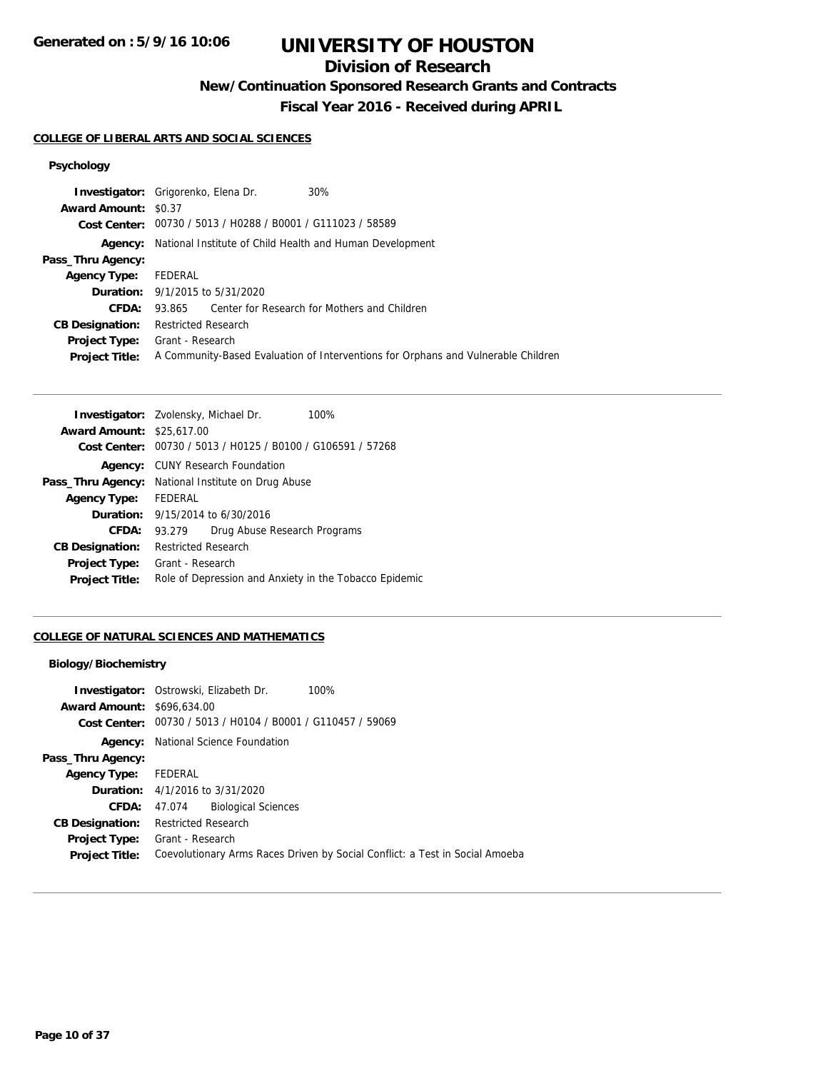# UNIVERSITY OF HOUSTON

## Division of Research

### New/Continuation Sponsored Research Grants and Contracts

### Fiscal Year 2016 - Received during APRIL

**COLLEGE OF LIBERAL ARTS AND SOCIAL SCIENCES**

**Psychology**

| | |
|---|---|
| **Investigator:** | Grigorenko, Elena Dr. 30% |
| **Award Amount:** | $0.37 |
| **Cost Center:** | 00730 / 5013 / H0288 / B0001 / G111023 / 58589 |
| **Agency:** | National Institute of Child Health and Human Development |
| **Pass_Thru Agency:** | |
| **Agency Type:** | FEDERAL |
| **Duration:** | 9/1/2015 to 5/31/2020 |
| **CFDA:** | 93.865 Center for Research for Mothers and Children |
| **CB Designation:** | Restricted Research |
| **Project Type:** | Grant - Research |
| **Project Title:** | A Community-Based Evaluation of Interventions for Orphans and Vulnerable Children |

| | |
|---|---|
| **Investigator:** | Zvolensky, Michael Dr. 100% |
| **Award Amount:** | $25,617.00 |
| **Cost Center:** | 00730 / 5013 / H0125 / B0100 / G106591 / 57268 |
| **Agency:** | CUNY Research Foundation |
| **Pass_Thru Agency:** | National Institute on Drug Abuse |
| **Agency Type:** | FEDERAL |
| **Duration:** | 9/15/2014 to 6/30/2016 |
| **CFDA:** | 93.279 Drug Abuse Research Programs |
| **CB Designation:** | Restricted Research |
| **Project Type:** | Grant - Research |
| **Project Title:** | Role of Depression and Anxiety in the Tobacco Epidemic |

**COLLEGE OF NATURAL SCIENCES AND MATHEMATICS**

**Biology/Biochemistry**

| | |
|---|---|
| **Investigator:** | Ostrowski, Elizabeth Dr. 100% |
| **Award Amount:** | $696,634.00 |
| **Cost Center:** | 00730 / 5013 / H0104 / B0001 / G110457 / 59069 |
| **Agency:** | National Science Foundation |
| **Pass_Thru Agency:** | |
| **Agency Type:** | FEDERAL |
| **Duration:** | 4/1/2016 to 3/31/2020 |
| **CFDA:** | 47.074 Biological Sciences |
| **CB Designation:** | Restricted Research |
| **Project Type:** | Grant - Research |
| **Project Title:** | Coevolutionary Arms Races Driven by Social Conflict: a Test in Social Amoeba |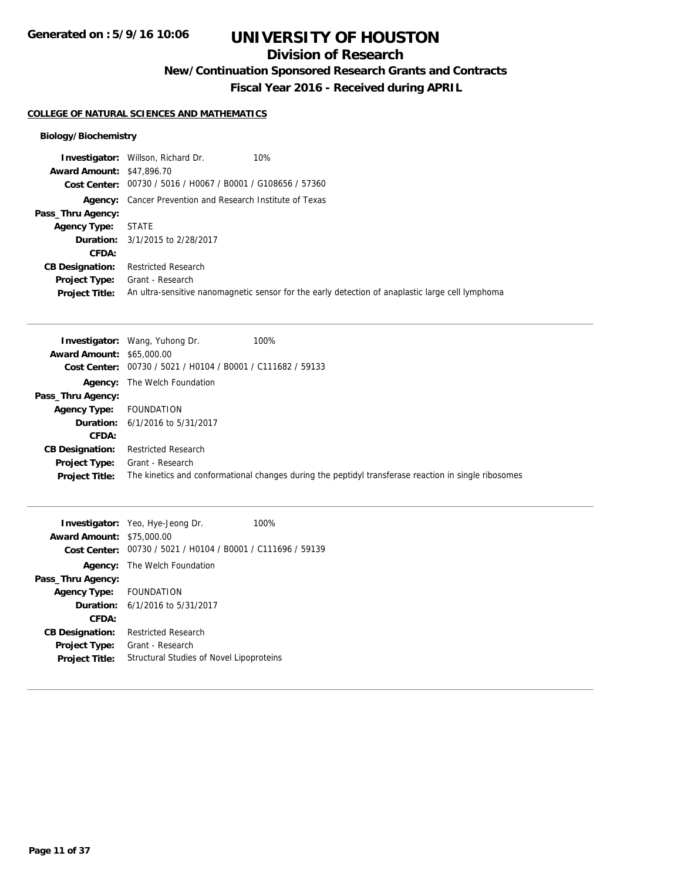# UNIVERSITY OF HOUSTON

## Division of Research

### New/Continuation Sponsored Research Grants and Contracts

### Fiscal Year 2016 - Received during APRIL

**COLLEGE OF NATURAL SCIENCES AND MATHEMATICS**

**Biology/Biochemistry**

**Investigator:** Willson, Richard Dr. 10%
**Award Amount:** $47,896.70
**Cost Center:** 00730 / 5016 / H0067 / B0001 / G108656 / 57360
**Agency:** Cancer Prevention and Research Institute of Texas
**Pass_Thru Agency:**
**Agency Type:** STATE
**Duration:** 3/1/2015 to 2/28/2017
**CFDA:**
**CB Designation:** Restricted Research
**Project Type:** Grant - Research
**Project Title:** An ultra-sensitive nanomagnetic sensor for the early detection of anaplastic large cell lymphoma

---

**Investigator:** Wang, Yuhong Dr. 100%
**Award Amount:** $65,000.00
**Cost Center:** 00730 / 5021 / H0104 / B0001 / C111682 / 59133
**Agency:** The Welch Foundation
**Pass_Thru Agency:**
**Agency Type:** FOUNDATION
**Duration:** 6/1/2016 to 5/31/2017
**CFDA:**
**CB Designation:** Restricted Research
**Project Type:** Grant - Research
**Project Title:** The kinetics and conformational changes during the peptidyl transferase reaction in single ribosomes

---

**Investigator:** Yeo, Hye-Jeong Dr. 100%
**Award Amount:** $75,000.00
**Cost Center:** 00730 / 5021 / H0104 / B0001 / C111696 / 59139
**Agency:** The Welch Foundation
**Pass_Thru Agency:**
**Agency Type:** FOUNDATION
**Duration:** 6/1/2016 to 5/31/2017
**CFDA:**
**CB Designation:** Restricted Research
**Project Type:** Grant - Research
**Project Title:** Structural Studies of Novel Lipoproteins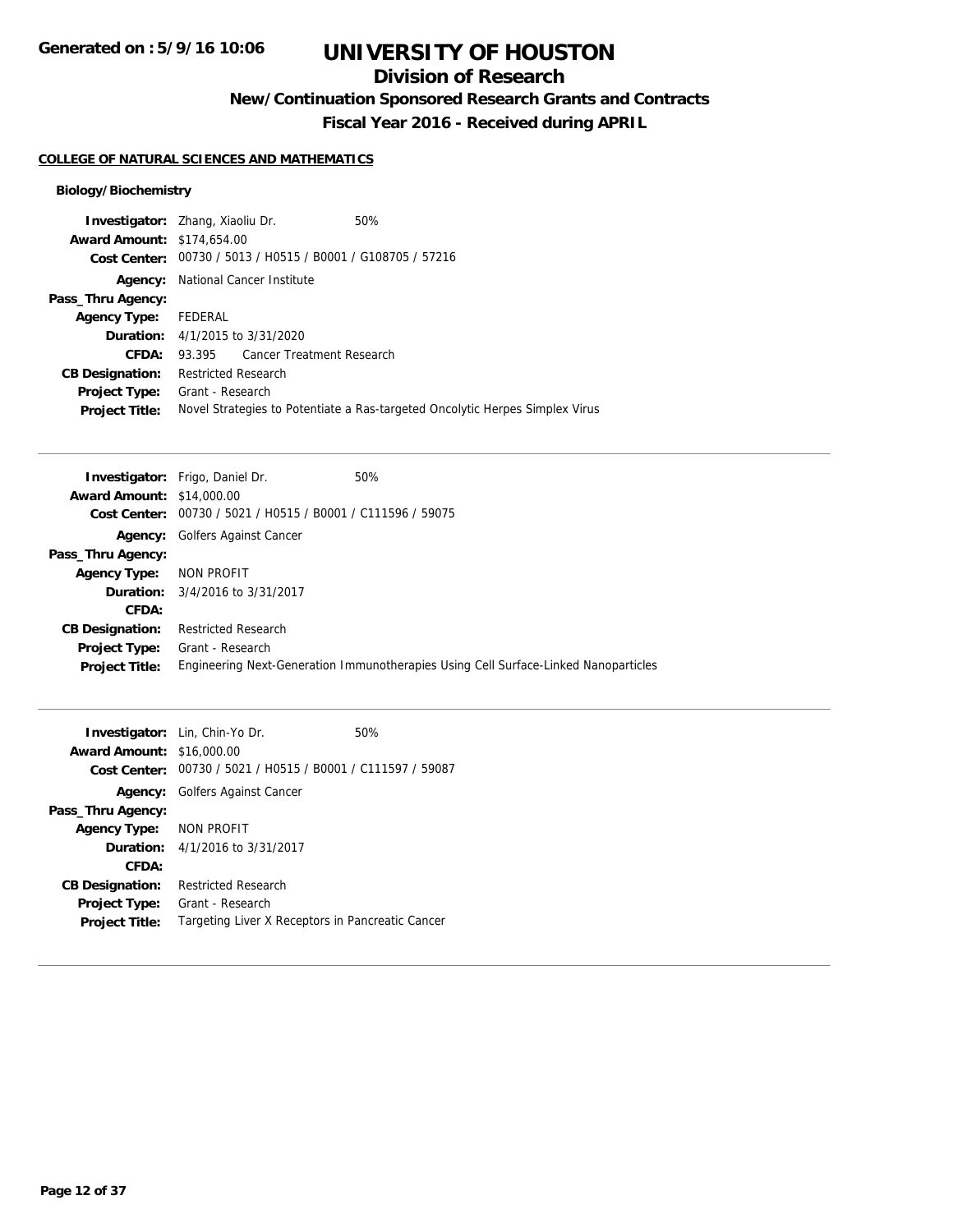# UNIVERSITY OF HOUSTON

## Division of Research

### New/Continuation Sponsored Research Grants and Contracts

### Fiscal Year 2016 - Received during APRIL

**COLLEGE OF NATURAL SCIENCES AND MATHEMATICS**

**Biology/Biochemistry**

| | | |
|---|---|---|
| **Investigator:** | Zhang, Xiaoliu Dr. | 50% |
| **Award Amount:** | $174,654.00 | |
| **Cost Center:** | 00730 / 5013 / H0515 / B0001 / G108705 / 57216 | |
| **Agency:** | National Cancer Institute | |
| **Pass_Thru Agency:** | | |
| **Agency Type:** | FEDERAL | |
| **Duration:** | 4/1/2015 to 3/31/2020 | |
| **CFDA:** | 93.395 Cancer Treatment Research | |
| **CB Designation:** | Restricted Research | |
| **Project Type:** | Grant - Research | |
| **Project Title:** | Novel Strategies to Potentiate a Ras-targeted Oncolytic Herpes Simplex Virus | |

---

| | | |
|---|---|---|
| **Investigator:** | Frigo, Daniel Dr. | 50% |
| **Award Amount:** | $14,000.00 | |
| **Cost Center:** | 00730 / 5021 / H0515 / B0001 / C111596 / 59075 | |
| **Agency:** | Golfers Against Cancer | |
| **Pass_Thru Agency:** | | |
| **Agency Type:** | NON PROFIT | |
| **Duration:** | 3/4/2016 to 3/31/2017 | |
| **CFDA:** | | |
| **CB Designation:** | Restricted Research | |
| **Project Type:** | Grant - Research | |
| **Project Title:** | Engineering Next-Generation Immunotherapies Using Cell Surface-Linked Nanoparticles | |

---

| | | |
|---|---|---|
| **Investigator:** | Lin, Chin-Yo Dr. | 50% |
| **Award Amount:** | $16,000.00 | |
| **Cost Center:** | 00730 / 5021 / H0515 / B0001 / C111597 / 59087 | |
| **Agency:** | Golfers Against Cancer | |
| **Pass_Thru Agency:** | | |
| **Agency Type:** | NON PROFIT | |
| **Duration:** | 4/1/2016 to 3/31/2017 | |
| **CFDA:** | | |
| **CB Designation:** | Restricted Research | |
| **Project Type:** | Grant - Research | |
| **Project Title:** | Targeting Liver X Receptors in Pancreatic Cancer | |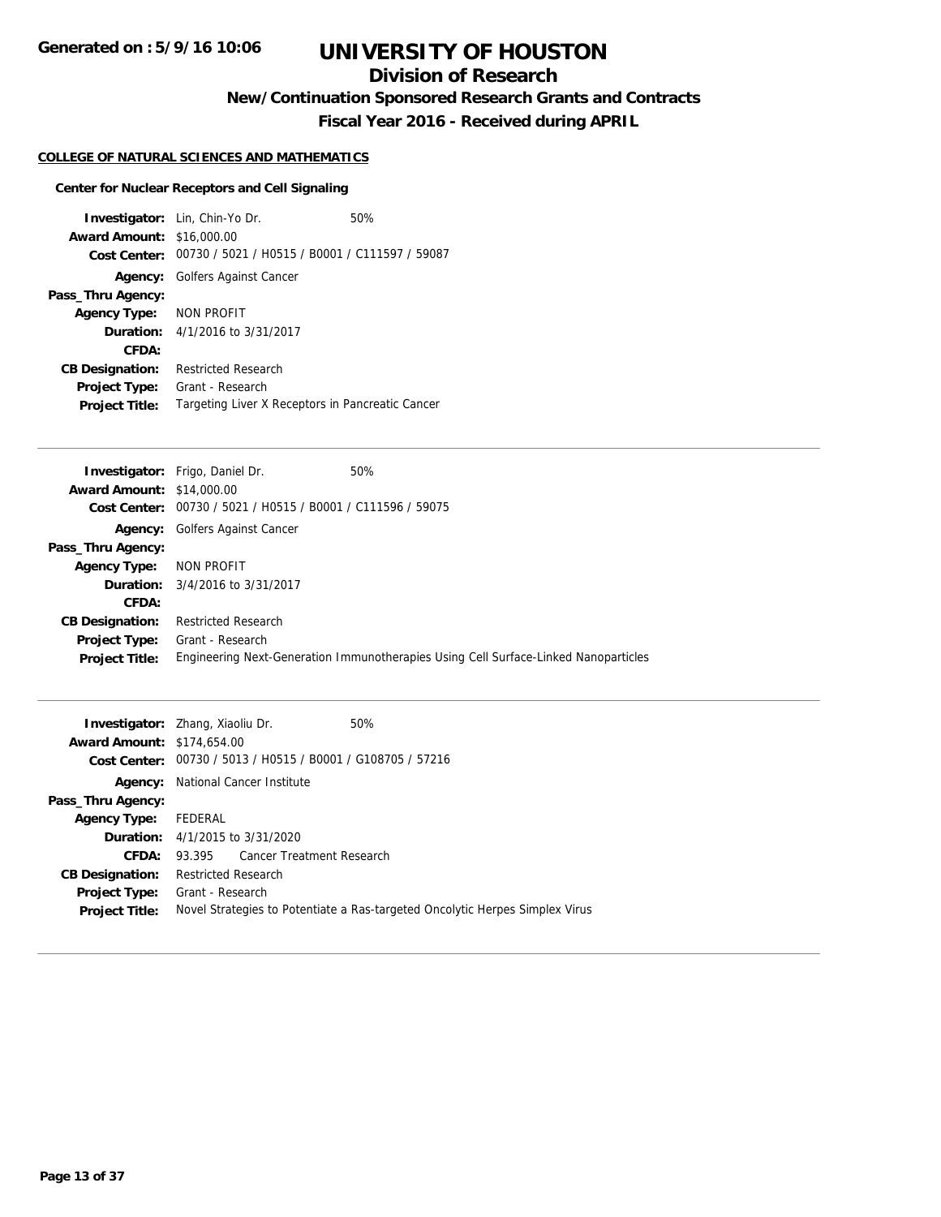# UNIVERSITY OF HOUSTON

## Division of Research

### New/Continuation Sponsored Research Grants and Contracts

### Fiscal Year 2016 - Received during APRIL

**COLLEGE OF NATURAL SCIENCES AND MATHEMATICS**

**Center for Nuclear Receptors and Cell Signaling**

**Investigator:** Lin, Chin-Yo Dr. 50%
**Award Amount:** $16,000.00
**Cost Center:** 00730 / 5021 / H0515 / B0001 / C111597 / 59087
**Agency:** Golfers Against Cancer
**Pass_Thru Agency:**
**Agency Type:** NON PROFIT
**Duration:** 4/1/2016 to 3/31/2017
**CFDA:**
**CB Designation:** Restricted Research
**Project Type:** Grant - Research
**Project Title:** Targeting Liver X Receptors in Pancreatic Cancer

---

**Investigator:** Frigo, Daniel Dr. 50%
**Award Amount:** $14,000.00
**Cost Center:** 00730 / 5021 / H0515 / B0001 / C111596 / 59075
**Agency:** Golfers Against Cancer
**Pass_Thru Agency:**
**Agency Type:** NON PROFIT
**Duration:** 3/4/2016 to 3/31/2017
**CFDA:**
**CB Designation:** Restricted Research
**Project Type:** Grant - Research
**Project Title:** Engineering Next-Generation Immunotherapies Using Cell Surface-Linked Nanoparticles

---

**Investigator:** Zhang, Xiaoliu Dr. 50%
**Award Amount:** $174,654.00
**Cost Center:** 00730 / 5013 / H0515 / B0001 / G108705 / 57216
**Agency:** National Cancer Institute
**Pass_Thru Agency:**
**Agency Type:** FEDERAL
**Duration:** 4/1/2015 to 3/31/2020
**CFDA:** 93.395 Cancer Treatment Research
**CB Designation:** Restricted Research
**Project Type:** Grant - Research
**Project Title:** Novel Strategies to Potentiate a Ras-targeted Oncolytic Herpes Simplex Virus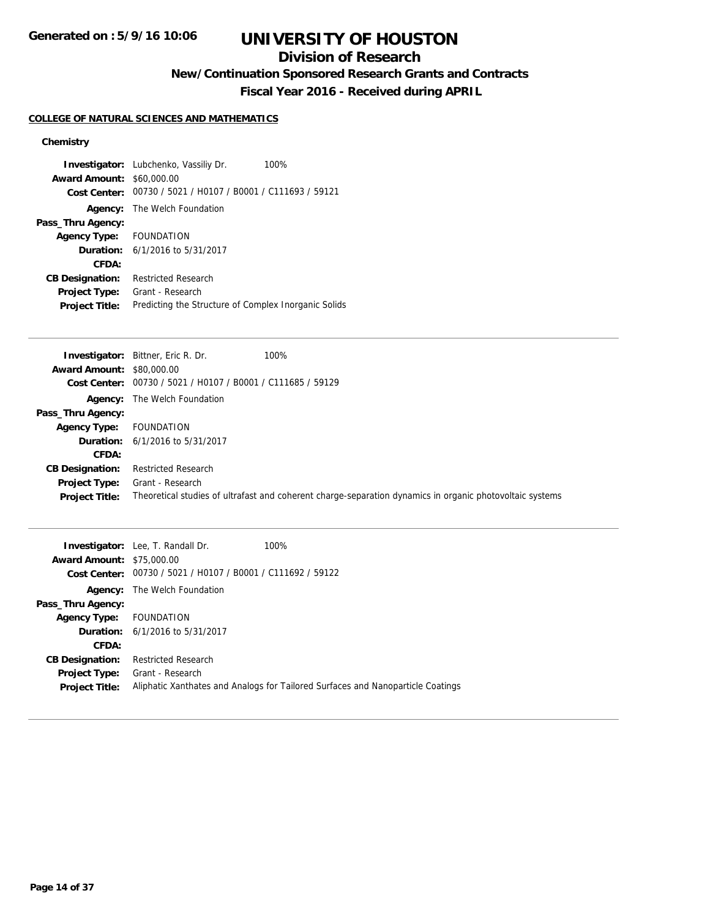# UNIVERSITY OF HOUSTON

## Division of Research

### New/Continuation Sponsored Research Grants and Contracts

### Fiscal Year 2016 - Received during APRIL

**COLLEGE OF NATURAL SCIENCES AND MATHEMATICS**

**Chemistry**

**Investigator:** Lubchenko, Vassiliy Dr. 100%
**Award Amount:** $60,000.00
**Cost Center:** 00730 / 5021 / H0107 / B0001 / C111693 / 59121
**Agency:** The Welch Foundation
**Pass_Thru Agency:**
**Agency Type:** FOUNDATION
**Duration:** 6/1/2016 to 5/31/2017
**CFDA:**
**CB Designation:** Restricted Research
**Project Type:** Grant - Research
**Project Title:** Predicting the Structure of Complex Inorganic Solids

---

**Investigator:** Bittner, Eric R. Dr. 100%
**Award Amount:** $80,000.00
**Cost Center:** 00730 / 5021 / H0107 / B0001 / C111685 / 59129
**Agency:** The Welch Foundation
**Pass_Thru Agency:**
**Agency Type:** FOUNDATION
**Duration:** 6/1/2016 to 5/31/2017
**CFDA:**
**CB Designation:** Restricted Research
**Project Type:** Grant - Research
**Project Title:** Theoretical studies of ultrafast and coherent charge-separation dynamics in organic photovoltaic systems

---

**Investigator:** Lee, T. Randall Dr. 100%
**Award Amount:** $75,000.00
**Cost Center:** 00730 / 5021 / H0107 / B0001 / C111692 / 59122
**Agency:** The Welch Foundation
**Pass_Thru Agency:**
**Agency Type:** FOUNDATION
**Duration:** 6/1/2016 to 5/31/2017
**CFDA:**
**CB Designation:** Restricted Research
**Project Type:** Grant - Research
**Project Title:** Aliphatic Xanthates and Analogs for Tailored Surfaces and Nanoparticle Coatings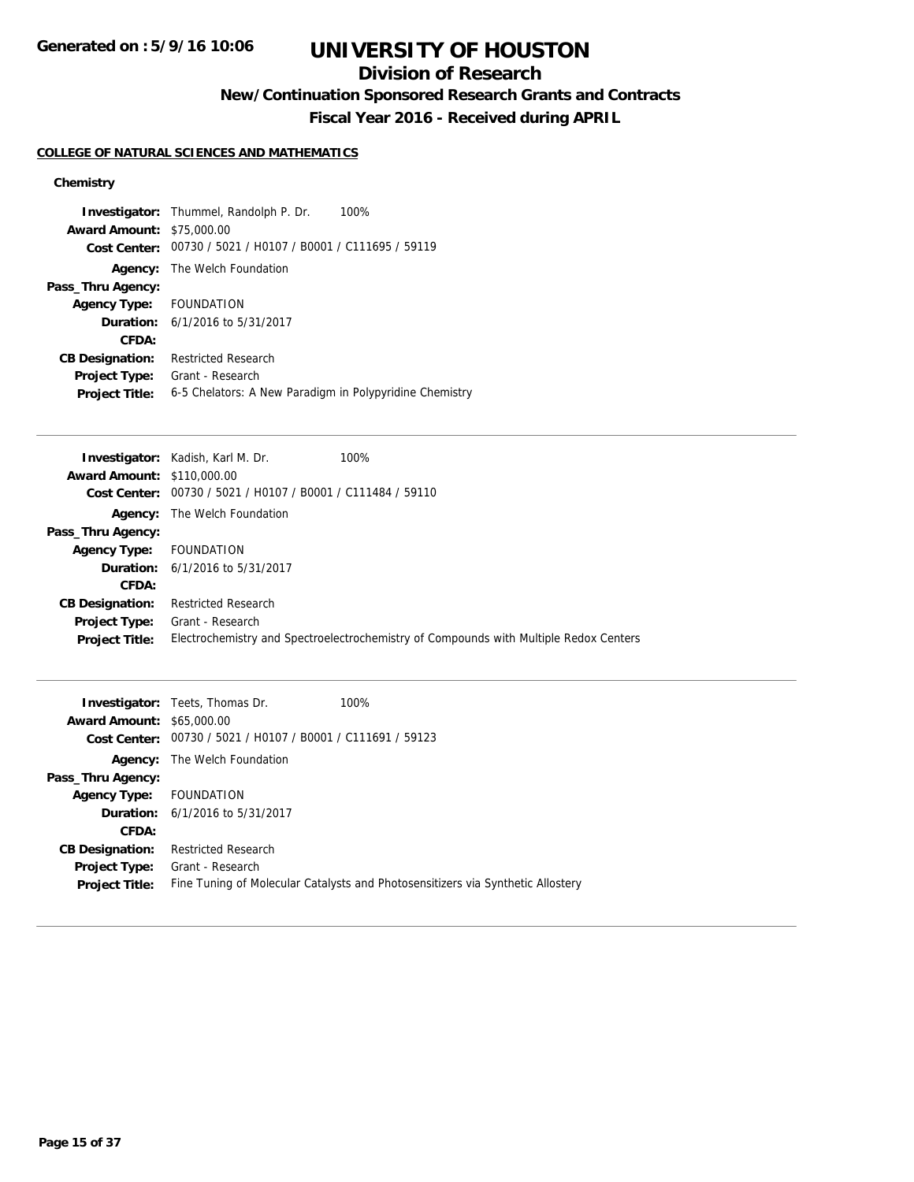# UNIVERSITY OF HOUSTON

## Division of Research

### New/Continuation Sponsored Research Grants and Contracts

### Fiscal Year 2016 - Received during APRIL

**COLLEGE OF NATURAL SCIENCES AND MATHEMATICS**

**Chemistry**

**Investigator:** Thummel, Randolph P. Dr. 100%
**Award Amount:** $75,000.00
**Cost Center:** 00730 / 5021 / H0107 / B0001 / C111695 / 59119
**Agency:** The Welch Foundation
**Pass_Thru Agency:**
**Agency Type:** FOUNDATION
**Duration:** 6/1/2016 to 5/31/2017
**CFDA:**
**CB Designation:** Restricted Research
**Project Type:** Grant - Research
**Project Title:** 6-5 Chelators: A New Paradigm in Polypyridine Chemistry

---

**Investigator:** Kadish, Karl M. Dr. 100%
**Award Amount:** $110,000.00
**Cost Center:** 00730 / 5021 / H0107 / B0001 / C111484 / 59110
**Agency:** The Welch Foundation
**Pass_Thru Agency:**
**Agency Type:** FOUNDATION
**Duration:** 6/1/2016 to 5/31/2017
**CFDA:**
**CB Designation:** Restricted Research
**Project Type:** Grant - Research
**Project Title:** Electrochemistry and Spectroelectrochemistry of Compounds with Multiple Redox Centers

---

**Investigator:** Teets, Thomas Dr. 100%
**Award Amount:** $65,000.00
**Cost Center:** 00730 / 5021 / H0107 / B0001 / C111691 / 59123
**Agency:** The Welch Foundation
**Pass_Thru Agency:**
**Agency Type:** FOUNDATION
**Duration:** 6/1/2016 to 5/31/2017
**CFDA:**
**CB Designation:** Restricted Research
**Project Type:** Grant - Research
**Project Title:** Fine Tuning of Molecular Catalysts and Photosensitizers via Synthetic Allostery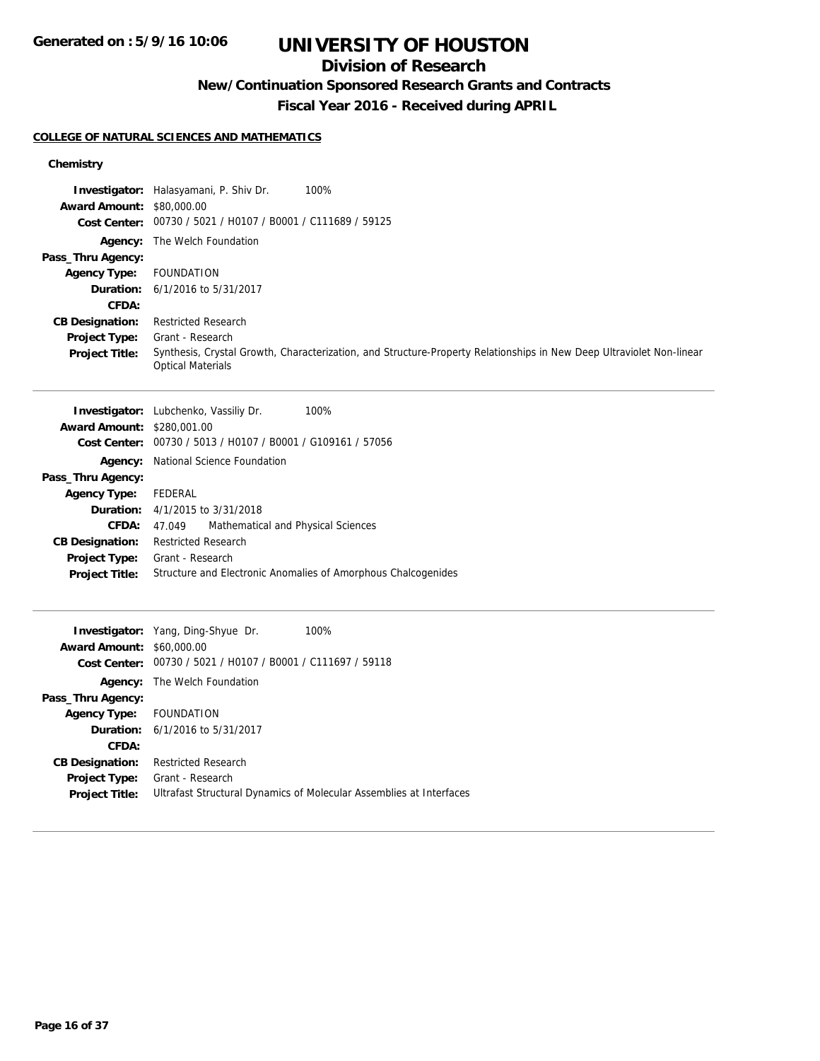## COLLEGE OF NATURAL SCIENCES AND MATHEMATICS

### Chemistry

**Investigator:** Halasyamani, P. Shiv Dr. 100%
**Award Amount:** $80,000.00
**Cost Center:** 00730 / 5021 / H0107 / B0001 / C111689 / 59125
**Agency:** The Welch Foundation
**Pass_Thru Agency:**
**Agency Type:** FOUNDATION
**Duration:** 6/1/2016 to 5/31/2017
**CFDA:**
**CB Designation:** Restricted Research
**Project Type:** Grant - Research
**Project Title:** Synthesis, Crystal Growth, Characterization, and Structure-Property Relationships in New Deep Ultraviolet Non-linear Optical Materials

---

**Investigator:** Lubchenko, Vassiliy Dr. 100%
**Award Amount:** $280,001.00
**Cost Center:** 00730 / 5013 / H0107 / B0001 / G109161 / 57056
**Agency:** National Science Foundation
**Pass_Thru Agency:**
**Agency Type:** FEDERAL
**Duration:** 4/1/2015 to 3/31/2018
**CFDA:** 47.049 Mathematical and Physical Sciences
**CB Designation:** Restricted Research
**Project Type:** Grant - Research
**Project Title:** Structure and Electronic Anomalies of Amorphous Chalcogenides

---

**Investigator:** Yang, Ding-Shyue Dr. 100%
**Award Amount:** $60,000.00
**Cost Center:** 00730 / 5021 / H0107 / B0001 / C111697 / 59118
**Agency:** The Welch Foundation
**Pass_Thru Agency:**
**Agency Type:** FOUNDATION
**Duration:** 6/1/2016 to 5/31/2017
**CFDA:**
**CB Designation:** Restricted Research
**Project Type:** Grant - Research
**Project Title:** Ultrafast Structural Dynamics of Molecular Assemblies at Interfaces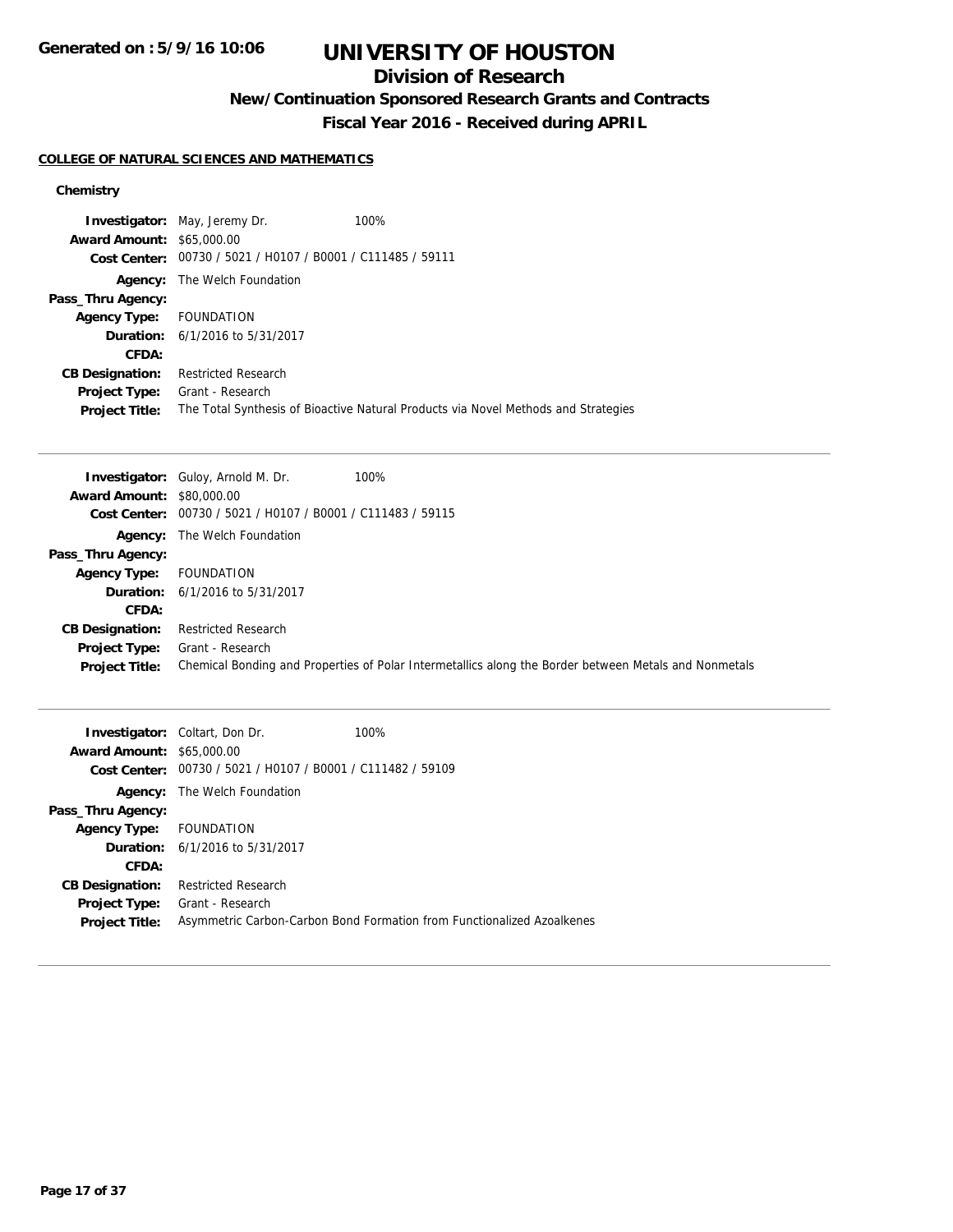# UNIVERSITY OF HOUSTON

## Division of Research

### New/Continuation Sponsored Research Grants and Contracts

### Fiscal Year 2016 - Received during APRIL

**Generated on : 5/9/16 10:06**

**COLLEGE OF NATURAL SCIENCES AND MATHEMATICS**

**Chemistry**

**Investigator:** May, Jeremy Dr. 100%
**Award Amount:** $65,000.00
**Cost Center:** 00730 / 5021 / H0107 / B0001 / C111485 / 59111
**Agency:** The Welch Foundation
**Pass_Thru Agency:**
**Agency Type:** FOUNDATION
**Duration:** 6/1/2016 to 5/31/2017
**CFDA:**
**CB Designation:** Restricted Research
**Project Type:** Grant - Research
**Project Title:** The Total Synthesis of Bioactive Natural Products via Novel Methods and Strategies

---

**Investigator:** Guloy, Arnold M. Dr. 100%
**Award Amount:** $80,000.00
**Cost Center:** 00730 / 5021 / H0107 / B0001 / C111483 / 59115
**Agency:** The Welch Foundation
**Pass_Thru Agency:**
**Agency Type:** FOUNDATION
**Duration:** 6/1/2016 to 5/31/2017
**CFDA:**
**CB Designation:** Restricted Research
**Project Type:** Grant - Research
**Project Title:** Chemical Bonding and Properties of Polar Intermetallics along the Border between Metals and Nonmetals

---

**Investigator:** Coltart, Don Dr. 100%
**Award Amount:** $65,000.00
**Cost Center:** 00730 / 5021 / H0107 / B0001 / C111482 / 59109
**Agency:** The Welch Foundation
**Pass_Thru Agency:**
**Agency Type:** FOUNDATION
**Duration:** 6/1/2016 to 5/31/2017
**CFDA:**
**CB Designation:** Restricted Research
**Project Type:** Grant - Research
**Project Title:** Asymmetric Carbon-Carbon Bond Formation from Functionalized Azoalkenes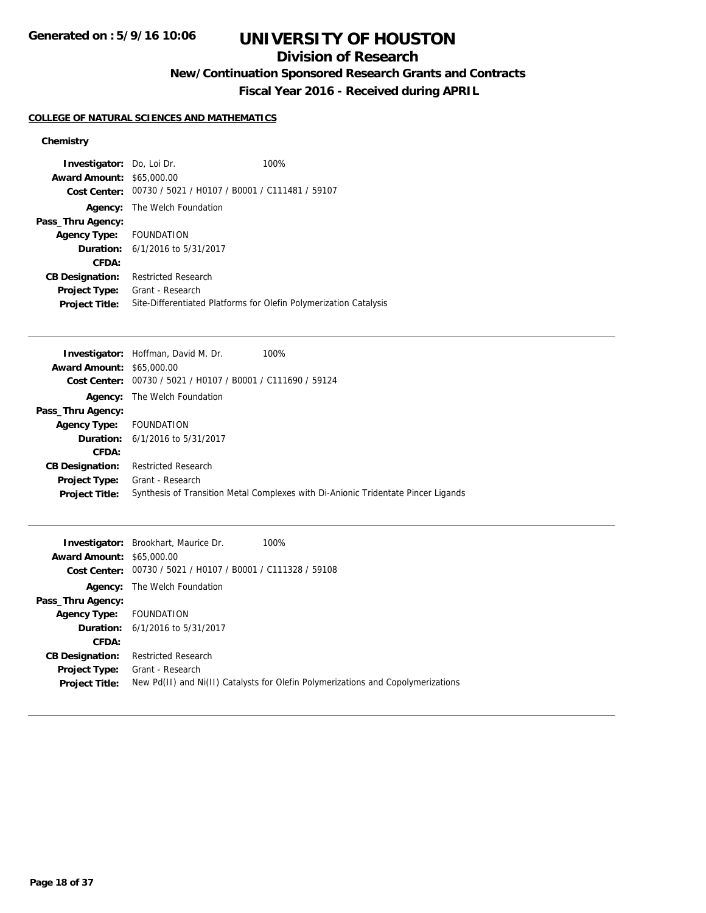# UNIVERSITY OF HOUSTON

## Division of Research

### New/Continuation Sponsored Research Grants and Contracts

### Fiscal Year 2016 - Received during APRIL

**COLLEGE OF NATURAL SCIENCES AND MATHEMATICS**

**Chemistry**

**Investigator:** Do, Loi Dr. 100%
**Award Amount:** $65,000.00
**Cost Center:** 00730 / 5021 / H0107 / B0001 / C111481 / 59107
**Agency:** The Welch Foundation
**Pass_Thru Agency:**
**Agency Type:** FOUNDATION
**Duration:** 6/1/2016 to 5/31/2017
**CFDA:**
**CB Designation:** Restricted Research
**Project Type:** Grant - Research
**Project Title:** Site-Differentiated Platforms for Olefin Polymerization Catalysis

---

**Investigator:** Hoffman, David M. Dr. 100%
**Award Amount:** $65,000.00
**Cost Center:** 00730 / 5021 / H0107 / B0001 / C111690 / 59124
**Agency:** The Welch Foundation
**Pass_Thru Agency:**
**Agency Type:** FOUNDATION
**Duration:** 6/1/2016 to 5/31/2017
**CFDA:**
**CB Designation:** Restricted Research
**Project Type:** Grant - Research
**Project Title:** Synthesis of Transition Metal Complexes with Di-Anionic Tridentate Pincer Ligands

---

**Investigator:** Brookhart, Maurice Dr. 100%
**Award Amount:** $65,000.00
**Cost Center:** 00730 / 5021 / H0107 / B0001 / C111328 / 59108
**Agency:** The Welch Foundation
**Pass_Thru Agency:**
**Agency Type:** FOUNDATION
**Duration:** 6/1/2016 to 5/31/2017
**CFDA:**
**CB Designation:** Restricted Research
**Project Type:** Grant - Research
**Project Title:** New Pd(II) and Ni(II) Catalysts for Olefin Polymerizations and Copolymerizations

---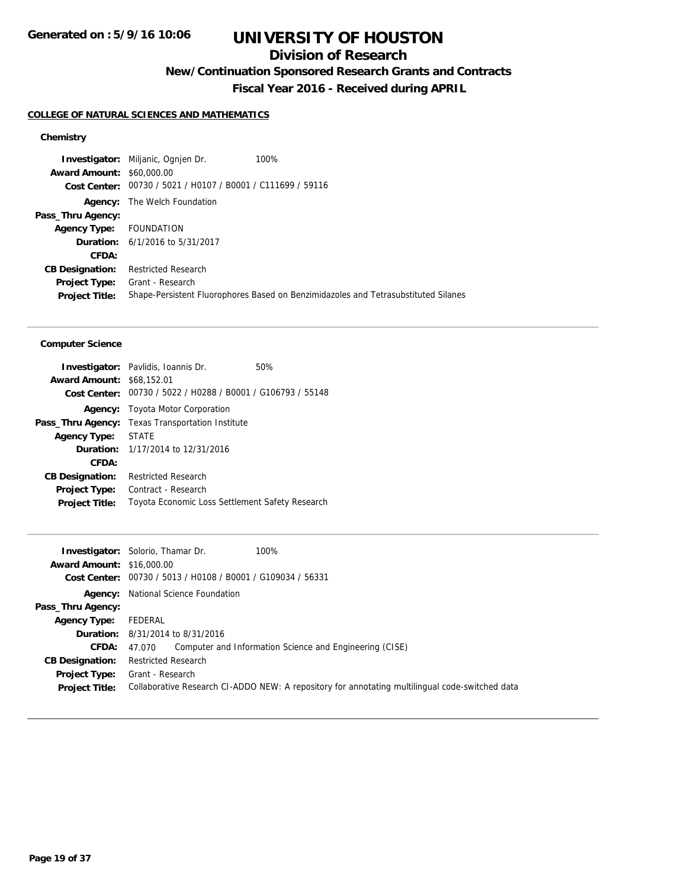# UNIVERSITY OF HOUSTON

## Division of Research

### New/Continuation Sponsored Research Grants and Contracts

### Fiscal Year 2016 - Received during APRIL

Generated on : 5/9/16 10:06

**COLLEGE OF NATURAL SCIENCES AND MATHEMATICS**

#### Chemistry

**Investigator:** Miljanic, Ognjen Dr. 100%
**Award Amount:** $60,000.00
**Cost Center:** 00730 / 5021 / H0107 / B0001 / C111699 / 59116
**Agency:** The Welch Foundation
**Pass_Thru Agency:**
**Agency Type:** FOUNDATION
**Duration:** 6/1/2016 to 5/31/2017
**CFDA:**
**CB Designation:** Restricted Research
**Project Type:** Grant - Research
**Project Title:** Shape-Persistent Fluorophores Based on Benzimidazoles and Tetrasubstituted Silanes

---

#### Computer Science

**Investigator:** Pavlidis, Ioannis Dr. 50%
**Award Amount:** $68,152.01
**Cost Center:** 00730 / 5022 / H0288 / B0001 / G106793 / 55148
**Agency:** Toyota Motor Corporation
**Pass_Thru Agency:** Texas Transportation Institute
**Agency Type:** STATE
**Duration:** 1/17/2014 to 12/31/2016
**CFDA:**
**CB Designation:** Restricted Research
**Project Type:** Contract - Research
**Project Title:** Toyota Economic Loss Settlement Safety Research

---

**Investigator:** Solorio, Thamar Dr. 100%
**Award Amount:** $16,000.00
**Cost Center:** 00730 / 5013 / H0108 / B0001 / G109034 / 56331
**Agency:** National Science Foundation
**Pass_Thru Agency:**
**Agency Type:** FEDERAL
**Duration:** 8/31/2014 to 8/31/2016
**CFDA:** 47.070 Computer and Information Science and Engineering (CISE)
**CB Designation:** Restricted Research
**Project Type:** Grant - Research
**Project Title:** Collaborative Research CI-ADDO NEW: A repository for annotating multilingual code-switched data

---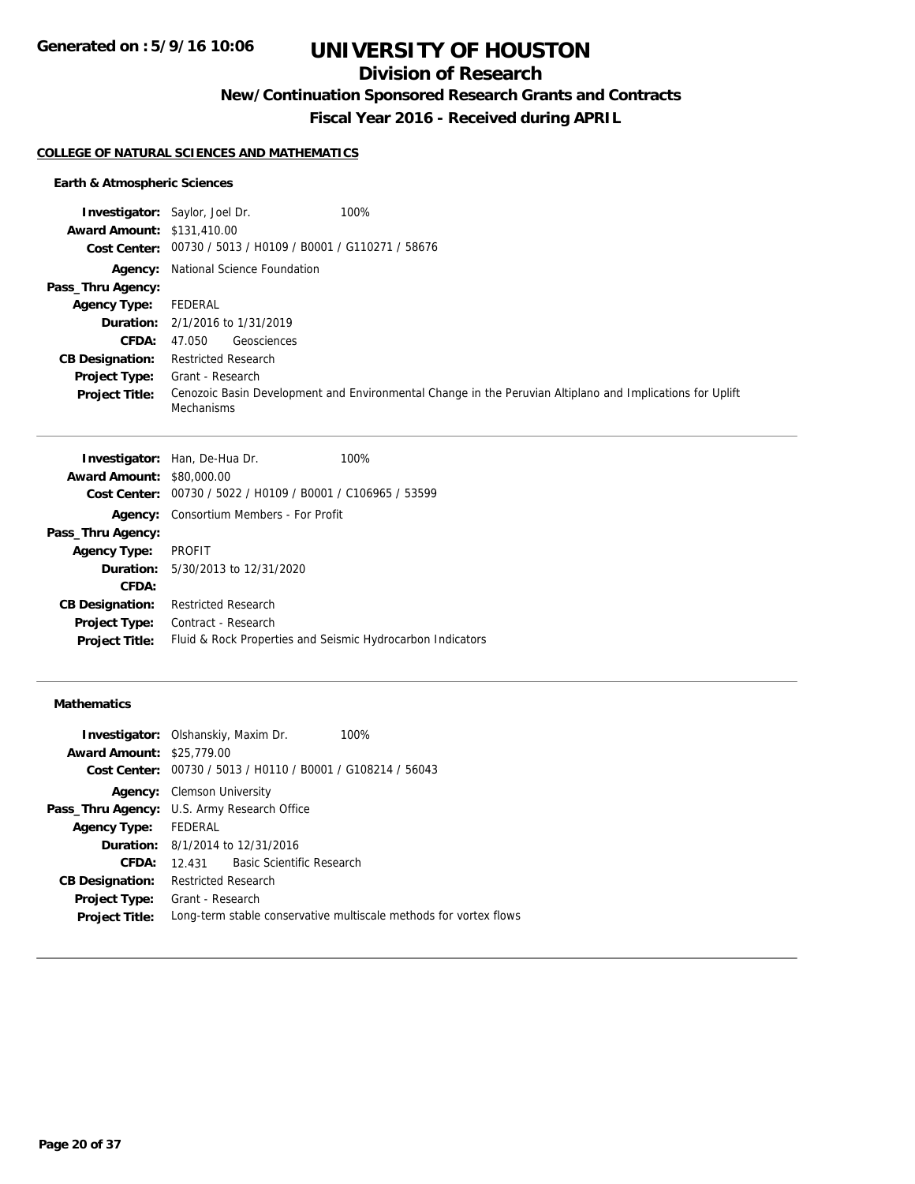# UNIVERSITY OF HOUSTON

## Division of Research

### New/Continuation Sponsored Research Grants and Contracts

### Fiscal Year 2016 - Received during APRIL

Generated on : 5/9/16 10:06

**COLLEGE OF NATURAL SCIENCES AND MATHEMATICS**

**Earth & Atmospheric Sciences**

| | |
|---|---|
| **Investigator:** | Saylor, Joel Dr. 100% |
| **Award Amount:** | $131,410.00 |
| **Cost Center:** | 00730 / 5013 / H0109 / B0001 / G110271 / 58676 |
| **Agency:** | National Science Foundation |
| **Pass_Thru Agency:** | |
| **Agency Type:** | FEDERAL |
| **Duration:** | 2/1/2016 to 1/31/2019 |
| **CFDA:** | 47.050 Geosciences |
| **CB Designation:** | Restricted Research |
| **Project Type:** | Grant - Research |
| **Project Title:** | Cenozoic Basin Development and Environmental Change in the Peruvian Altiplano and Implications for Uplift Mechanisms |

| | |
|---|---|
| **Investigator:** | Han, De-Hua Dr. 100% |
| **Award Amount:** | $80,000.00 |
| **Cost Center:** | 00730 / 5022 / H0109 / B0001 / C106965 / 53599 |
| **Agency:** | Consortium Members - For Profit |
| **Pass_Thru Agency:** | |
| **Agency Type:** | PROFIT |
| **Duration:** | 5/30/2013 to 12/31/2020 |
| **CFDA:** | |
| **CB Designation:** | Restricted Research |
| **Project Type:** | Contract - Research |
| **Project Title:** | Fluid & Rock Properties and Seismic Hydrocarbon Indicators |

**Mathematics**

| | |
|---|---|
| **Investigator:** | Olshanskiy, Maxim Dr. 100% |
| **Award Amount:** | $25,779.00 |
| **Cost Center:** | 00730 / 5013 / H0110 / B0001 / G108214 / 56043 |
| **Agency:** | Clemson University |
| **Pass_Thru Agency:** | U.S. Army Research Office |
| **Agency Type:** | FEDERAL |
| **Duration:** | 8/1/2014 to 12/31/2016 |
| **CFDA:** | 12.431 Basic Scientific Research |
| **CB Designation:** | Restricted Research |
| **Project Type:** | Grant - Research |
| **Project Title:** | Long-term stable conservative multiscale methods for vortex flows |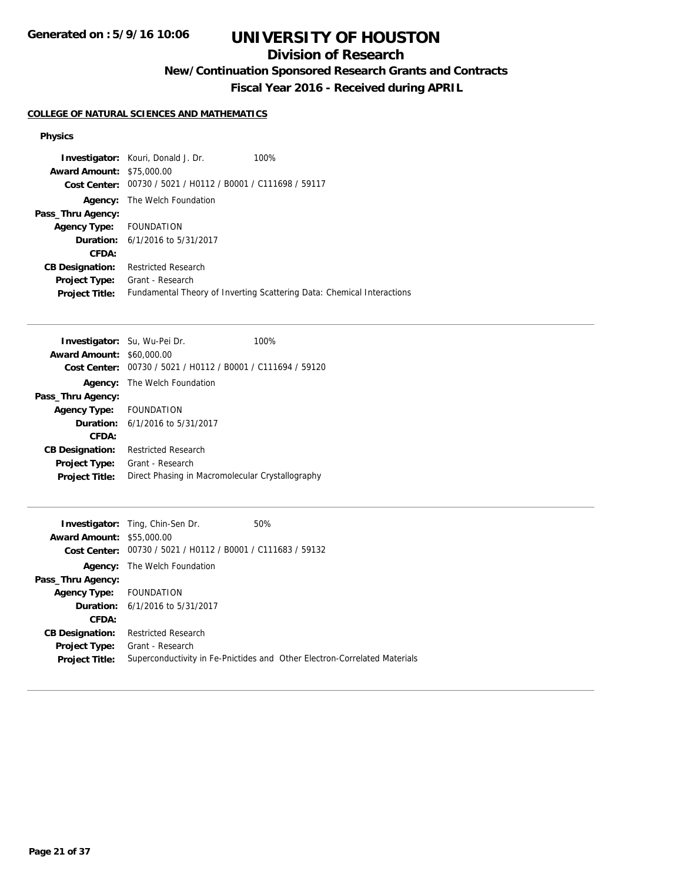# UNIVERSITY OF HOUSTON

## Division of Research

### New/Continuation Sponsored Research Grants and Contracts

### Fiscal Year 2016 - Received during APRIL

**COLLEGE OF NATURAL SCIENCES AND MATHEMATICS**

**Physics**

**Investigator:** Kouri, Donald J. Dr. 100%
**Award Amount:** $75,000.00
**Cost Center:** 00730 / 5021 / H0112 / B0001 / C111698 / 59117
**Agency:** The Welch Foundation
**Pass_Thru Agency:**
**Agency Type:** FOUNDATION
**Duration:** 6/1/2016 to 5/31/2017
**CFDA:**
**CB Designation:** Restricted Research
**Project Type:** Grant - Research
**Project Title:** Fundamental Theory of Inverting Scattering Data: Chemical Interactions

---

**Investigator:** Su, Wu-Pei Dr. 100%
**Award Amount:** $60,000.00
**Cost Center:** 00730 / 5021 / H0112 / B0001 / C111694 / 59120
**Agency:** The Welch Foundation
**Pass_Thru Agency:**
**Agency Type:** FOUNDATION
**Duration:** 6/1/2016 to 5/31/2017
**CFDA:**
**CB Designation:** Restricted Research
**Project Type:** Grant - Research
**Project Title:** Direct Phasing in Macromolecular Crystallography

---

**Investigator:** Ting, Chin-Sen Dr. 50%
**Award Amount:** $55,000.00
**Cost Center:** 00730 / 5021 / H0112 / B0001 / C111683 / 59132
**Agency:** The Welch Foundation
**Pass_Thru Agency:**
**Agency Type:** FOUNDATION
**Duration:** 6/1/2016 to 5/31/2017
**CFDA:**
**CB Designation:** Restricted Research
**Project Type:** Grant - Research
**Project Title:** Superconductivity in Fe-Pnictides and Other Electron-Correlated Materials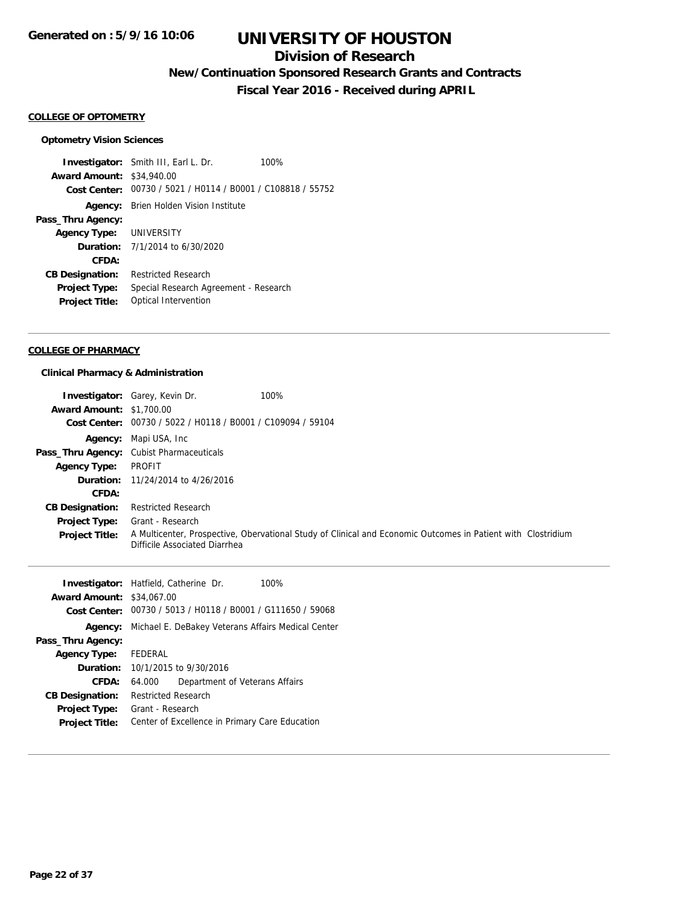# UNIVERSITY OF HOUSTON

## Division of Research

### New/Continuation Sponsored Research Grants and Contracts

### Fiscal Year 2016 - Received during APRIL

Generated on : 5/9/16 10:06

**COLLEGE OF OPTOMETRY**

**Optometry Vision Sciences**

| | | |
|---|---|---|
| **Investigator:** | Smith III, Earl L. Dr. | 100% |
| **Award Amount:** | $34,940.00 | |
| **Cost Center:** | 00730 / 5021 / H0114 / B0001 / C108818 / 55752 | |
| **Agency:** | Brien Holden Vision Institute | |
| **Pass_Thru Agency:** | | |
| **Agency Type:** | UNIVERSITY | |
| **Duration:** | 7/1/2014 to 6/30/2020 | |
| **CFDA:** | | |
| **CB Designation:** | Restricted Research | |
| **Project Type:** | Special Research Agreement - Research | |
| **Project Title:** | Optical Intervention | |

**COLLEGE OF PHARMACY**

**Clinical Pharmacy & Administration**

| | | |
|---|---|---|
| **Investigator:** | Garey, Kevin Dr. | 100% |
| **Award Amount:** | $1,700.00 | |
| **Cost Center:** | 00730 / 5022 / H0118 / B0001 / C109094 / 59104 | |
| **Agency:** | Mapi USA, Inc | |
| **Pass_Thru Agency:** | Cubist Pharmaceuticals | |
| **Agency Type:** | PROFIT | |
| **Duration:** | 11/24/2014 to 4/26/2016 | |
| **CFDA:** | | |
| **CB Designation:** | Restricted Research | |
| **Project Type:** | Grant - Research | |
| **Project Title:** | A Multicenter, Prospective, Obervational Study of Clinical and Economic Outcomes in Patient with Clostridium Difficile Associated Diarrhea | |

| | | |
|---|---|---|
| **Investigator:** | Hatfield, Catherine Dr. | 100% |
| **Award Amount:** | $34,067.00 | |
| **Cost Center:** | 00730 / 5013 / H0118 / B0001 / G111650 / 59068 | |
| **Agency:** | Michael E. DeBakey Veterans Affairs Medical Center | |
| **Pass_Thru Agency:** | | |
| **Agency Type:** | FEDERAL | |
| **Duration:** | 10/1/2015 to 9/30/2016 | |
| **CFDA:** | 64.000 Department of Veterans Affairs | |
| **CB Designation:** | Restricted Research | |
| **Project Type:** | Grant - Research | |
| **Project Title:** | Center of Excellence in Primary Care Education | |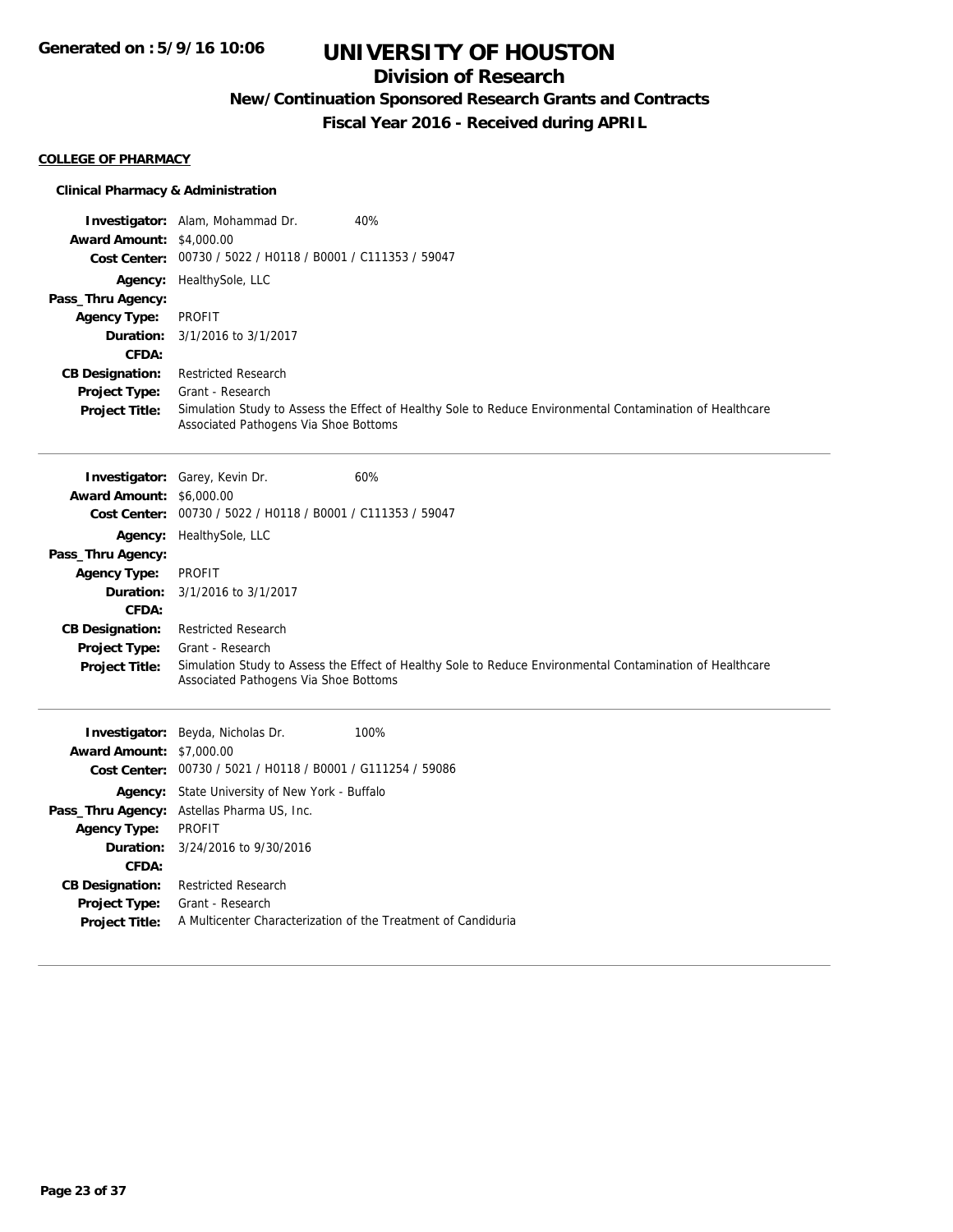# UNIVERSITY OF HOUSTON

## Division of Research

### New/Continuation Sponsored Research Grants and Contracts

### Fiscal Year 2016 - Received during APRIL

Generated on : 5/9/16 10:06

**COLLEGE OF PHARMACY**

**Clinical Pharmacy & Administration**

**Investigator:** Alam, Mohammad Dr. 40%
**Award Amount:** $4,000.00
**Cost Center:** 00730 / 5022 / H0118 / B0001 / C111353 / 59047
**Agency:** HealthySole, LLC
**Pass_Thru Agency:**
**Agency Type:** PROFIT
**Duration:** 3/1/2016 to 3/1/2017
**CFDA:**
**CB Designation:** Restricted Research
**Project Type:** Grant - Research
**Project Title:** Simulation Study to Assess the Effect of Healthy Sole to Reduce Environmental Contamination of Healthcare Associated Pathogens Via Shoe Bottoms

---

**Investigator:** Garey, Kevin Dr. 60%
**Award Amount:** $6,000.00
**Cost Center:** 00730 / 5022 / H0118 / B0001 / C111353 / 59047
**Agency:** HealthySole, LLC
**Pass_Thru Agency:**
**Agency Type:** PROFIT
**Duration:** 3/1/2016 to 3/1/2017
**CFDA:**
**CB Designation:** Restricted Research
**Project Type:** Grant - Research
**Project Title:** Simulation Study to Assess the Effect of Healthy Sole to Reduce Environmental Contamination of Healthcare Associated Pathogens Via Shoe Bottoms

---

**Investigator:** Beyda, Nicholas Dr. 100%
**Award Amount:** $7,000.00
**Cost Center:** 00730 / 5021 / H0118 / B0001 / G111254 / 59086
**Agency:** State University of New York - Buffalo
**Pass_Thru Agency:** Astellas Pharma US, Inc.
**Agency Type:** PROFIT
**Duration:** 3/24/2016 to 9/30/2016
**CFDA:**
**CB Designation:** Restricted Research
**Project Type:** Grant - Research
**Project Title:** A Multicenter Characterization of the Treatment of Candiduria

---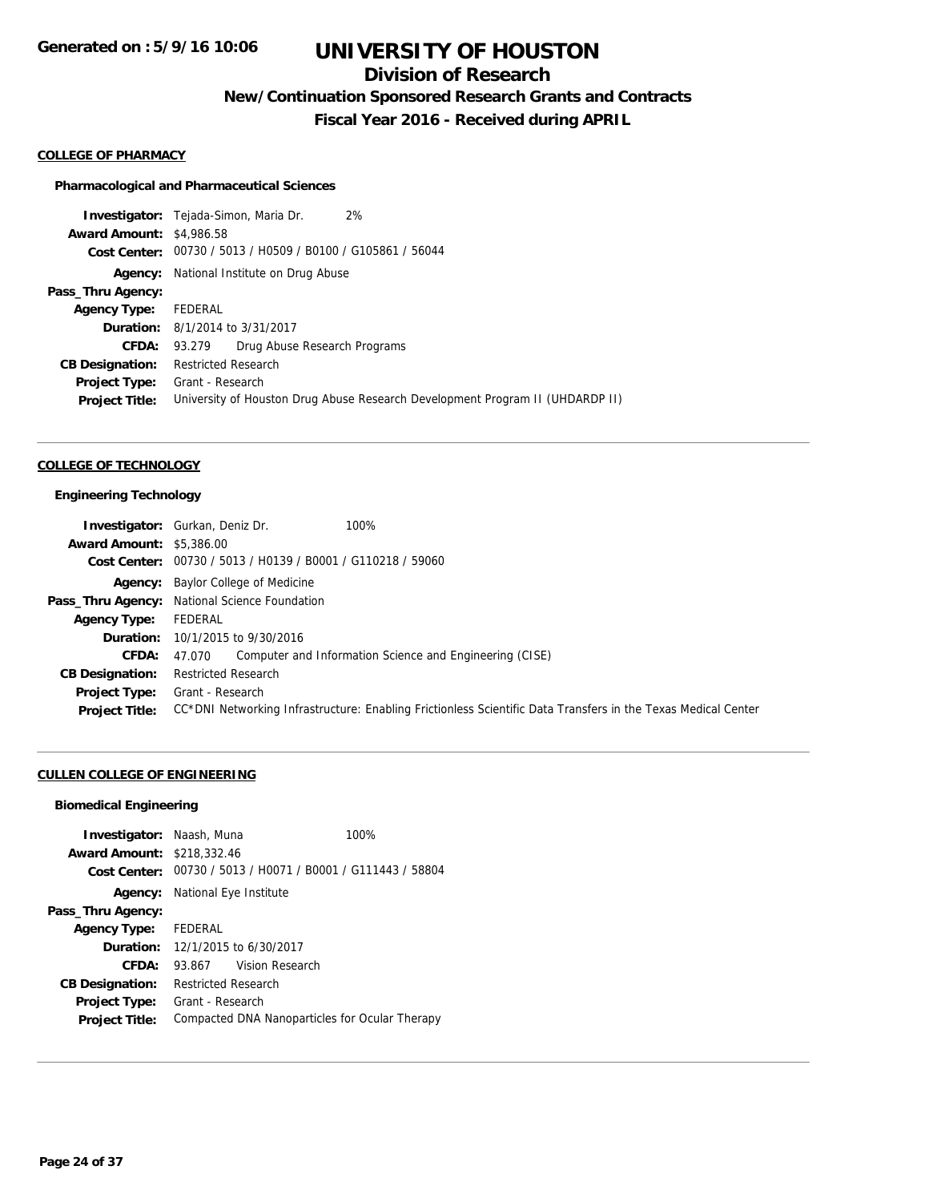# UNIVERSITY OF HOUSTON

## Division of Research

### New/Continuation Sponsored Research Grants and Contracts

### Fiscal Year 2016 - Received during APRIL

Generated on : 5/9/16 10:06

#### COLLEGE OF PHARMACY

**Pharmacological and Pharmaceutical Sciences**

| | |
|---|---|
| **Investigator:** | Tejada-Simon, Maria Dr. 2% |
| **Award Amount:** | $4,986.58 |
| **Cost Center:** | 00730 / 5013 / H0509 / B0100 / G105861 / 56044 |
| **Agency:** | National Institute on Drug Abuse |
| **Pass_Thru Agency:** | |
| **Agency Type:** | FEDERAL |
| **Duration:** | 8/1/2014 to 3/31/2017 |
| **CFDA:** | 93.279 Drug Abuse Research Programs |
| **CB Designation:** | Restricted Research |
| **Project Type:** | Grant - Research |
| **Project Title:** | University of Houston Drug Abuse Research Development Program II (UHDARDP II) |

#### COLLEGE OF TECHNOLOGY

**Engineering Technology**

| | |
|---|---|
| **Investigator:** | Gurkan, Deniz Dr. 100% |
| **Award Amount:** | $5,386.00 |
| **Cost Center:** | 00730 / 5013 / H0139 / B0001 / G110218 / 59060 |
| **Agency:** | Baylor College of Medicine |
| **Pass_Thru Agency:** | National Science Foundation |
| **Agency Type:** | FEDERAL |
| **Duration:** | 10/1/2015 to 9/30/2016 |
| **CFDA:** | 47.070 Computer and Information Science and Engineering (CISE) |
| **CB Designation:** | Restricted Research |
| **Project Type:** | Grant - Research |
| **Project Title:** | CC*DNI Networking Infrastructure: Enabling Frictionless Scientific Data Transfers in the Texas Medical Center |

#### CULLEN COLLEGE OF ENGINEERING

**Biomedical Engineering**

| | |
|---|---|
| **Investigator:** | Naash, Muna 100% |
| **Award Amount:** | $218,332.46 |
| **Cost Center:** | 00730 / 5013 / H0071 / B0001 / G111443 / 58804 |
| **Agency:** | National Eye Institute |
| **Pass_Thru Agency:** | |
| **Agency Type:** | FEDERAL |
| **Duration:** | 12/1/2015 to 6/30/2017 |
| **CFDA:** | 93.867 Vision Research |
| **CB Designation:** | Restricted Research |
| **Project Type:** | Grant - Research |
| **Project Title:** | Compacted DNA Nanoparticles for Ocular Therapy |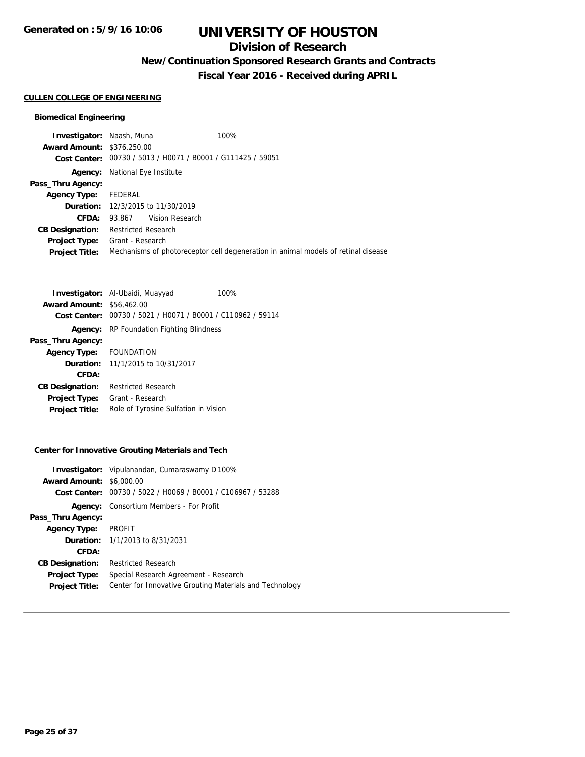# UNIVERSITY OF HOUSTON

## Division of Research

### New/Continuation Sponsored Research Grants and Contracts

### Fiscal Year 2016 - Received during APRIL

Generated on : 5/9/16 10:06

**CULLEN COLLEGE OF ENGINEERING**

#### Biomedical Engineering

| | |
|---|---|
| **Investigator:** | Naash, Muna 100% |
| **Award Amount:** | $376,250.00 |
| **Cost Center:** | 00730 / 5013 / H0071 / B0001 / G111425 / 59051 |
| **Agency:** | National Eye Institute |
| **Pass_Thru Agency:** | |
| **Agency Type:** | FEDERAL |
| **Duration:** | 12/3/2015 to 11/30/2019 |
| **CFDA:** | 93.867 Vision Research |
| **CB Designation:** | Restricted Research |
| **Project Type:** | Grant - Research |
| **Project Title:** | Mechanisms of photoreceptor cell degeneration in animal models of retinal disease |

---

| | |
|---|---|
| **Investigator:** | Al-Ubaidi, Muayyad 100% |
| **Award Amount:** | $56,462.00 |
| **Cost Center:** | 00730 / 5021 / H0071 / B0001 / C110962 / 59114 |
| **Agency:** | RP Foundation Fighting Blindness |
| **Pass_Thru Agency:** | |
| **Agency Type:** | FOUNDATION |
| **Duration:** | 11/1/2015 to 10/31/2017 |
| **CFDA:** | |
| **CB Designation:** | Restricted Research |
| **Project Type:** | Grant - Research |
| **Project Title:** | Role of Tyrosine Sulfation in Vision |

---

#### Center for Innovative Grouting Materials and Tech

| | |
|---|---|
| **Investigator:** | Vipulanandan, Cumaraswamy D 100% |
| **Award Amount:** | $6,000.00 |
| **Cost Center:** | 00730 / 5022 / H0069 / B0001 / C106967 / 53288 |
| **Agency:** | Consortium Members - For Profit |
| **Pass_Thru Agency:** | |
| **Agency Type:** | PROFIT |
| **Duration:** | 1/1/2013 to 8/31/2031 |
| **CFDA:** | |
| **CB Designation:** | Restricted Research |
| **Project Type:** | Special Research Agreement - Research |
| **Project Title:** | Center for Innovative Grouting Materials and Technology |

---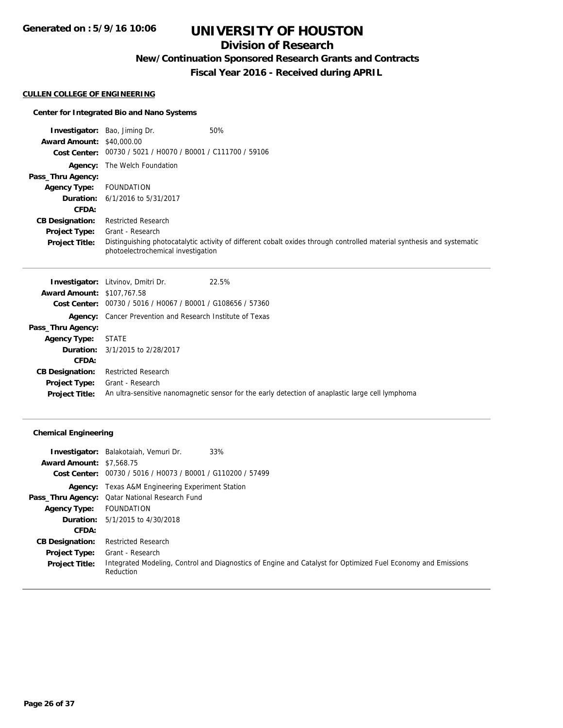# UNIVERSITY OF HOUSTON

## Division of Research

### New/Continuation Sponsored Research Grants and Contracts

### Fiscal Year 2016 - Received during APRIL

**CULLEN COLLEGE OF ENGINEERING**

**Center for Integrated Bio and Nano Systems**

**Investigator:** Bao, Jiming Dr. 50%
**Award Amount:** $40,000.00
**Cost Center:** 00730 / 5021 / H0070 / B0001 / C111700 / 59106
**Agency:** The Welch Foundation
**Pass_Thru Agency:**
**Agency Type:** FOUNDATION
**Duration:** 6/1/2016 to 5/31/2017
**CFDA:**
**CB Designation:** Restricted Research
**Project Type:** Grant - Research
**Project Title:** Distinguishing photocatalytic activity of different cobalt oxides through controlled material synthesis and systematic photoelectrochemical investigation

---

**Investigator:** Litvinov, Dmitri Dr. 22.5%
**Award Amount:** $107,767.58
**Cost Center:** 00730 / 5016 / H0067 / B0001 / G108656 / 57360
**Agency:** Cancer Prevention and Research Institute of Texas
**Pass_Thru Agency:**
**Agency Type:** STATE
**Duration:** 3/1/2015 to 2/28/2017
**CFDA:**
**CB Designation:** Restricted Research
**Project Type:** Grant - Research
**Project Title:** An ultra-sensitive nanomagnetic sensor for the early detection of anaplastic large cell lymphoma

---

**Chemical Engineering**

**Investigator:** Balakotaiah, Vemuri Dr. 33%
**Award Amount:** $7,568.75
**Cost Center:** 00730 / 5016 / H0073 / B0001 / G110200 / 57499
**Agency:** Texas A&M Engineering Experiment Station
**Pass_Thru Agency:** Qatar National Research Fund
**Agency Type:** FOUNDATION
**Duration:** 5/1/2015 to 4/30/2018
**CFDA:**
**CB Designation:** Restricted Research
**Project Type:** Grant - Research
**Project Title:** Integrated Modeling, Control and Diagnostics of Engine and Catalyst for Optimized Fuel Economy and Emissions Reduction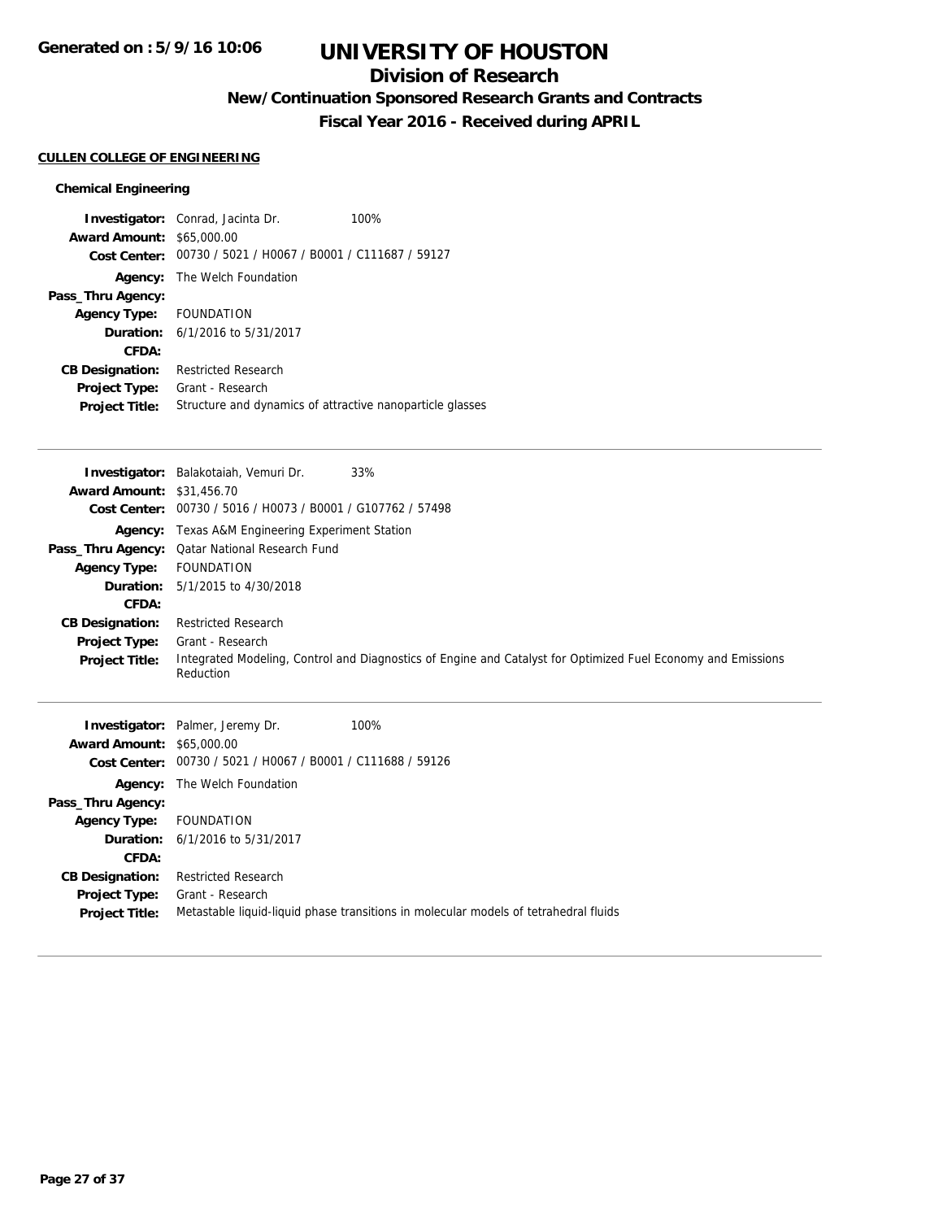# UNIVERSITY OF HOUSTON

## Division of Research

### New/Continuation Sponsored Research Grants and Contracts

### Fiscal Year 2016 - Received during APRIL

**CULLEN COLLEGE OF ENGINEERING**

**Chemical Engineering**

**Investigator:** Conrad, Jacinta Dr. 100%
**Award Amount:** $65,000.00
**Cost Center:** 00730 / 5021 / H0067 / B0001 / C111687 / 59127
**Agency:** The Welch Foundation
**Pass_Thru Agency:**
**Agency Type:** FOUNDATION
**Duration:** 6/1/2016 to 5/31/2017
**CFDA:**
**CB Designation:** Restricted Research
**Project Type:** Grant - Research
**Project Title:** Structure and dynamics of attractive nanoparticle glasses

---

**Investigator:** Balakotaiah, Vemuri Dr. 33%
**Award Amount:** $31,456.70
**Cost Center:** 00730 / 5016 / H0073 / B0001 / G107762 / 57498
**Agency:** Texas A&M Engineering Experiment Station
**Pass_Thru Agency:** Qatar National Research Fund
**Agency Type:** FOUNDATION
**Duration:** 5/1/2015 to 4/30/2018
**CFDA:**
**CB Designation:** Restricted Research
**Project Type:** Grant - Research
**Project Title:** Integrated Modeling, Control and Diagnostics of Engine and Catalyst for Optimized Fuel Economy and Emissions Reduction

---

**Investigator:** Palmer, Jeremy Dr. 100%
**Award Amount:** $65,000.00
**Cost Center:** 00730 / 5021 / H0067 / B0001 / C111688 / 59126
**Agency:** The Welch Foundation
**Pass_Thru Agency:**
**Agency Type:** FOUNDATION
**Duration:** 6/1/2016 to 5/31/2017
**CFDA:**
**CB Designation:** Restricted Research
**Project Type:** Grant - Research
**Project Title:** Metastable liquid-liquid phase transitions in molecular models of tetrahedral fluids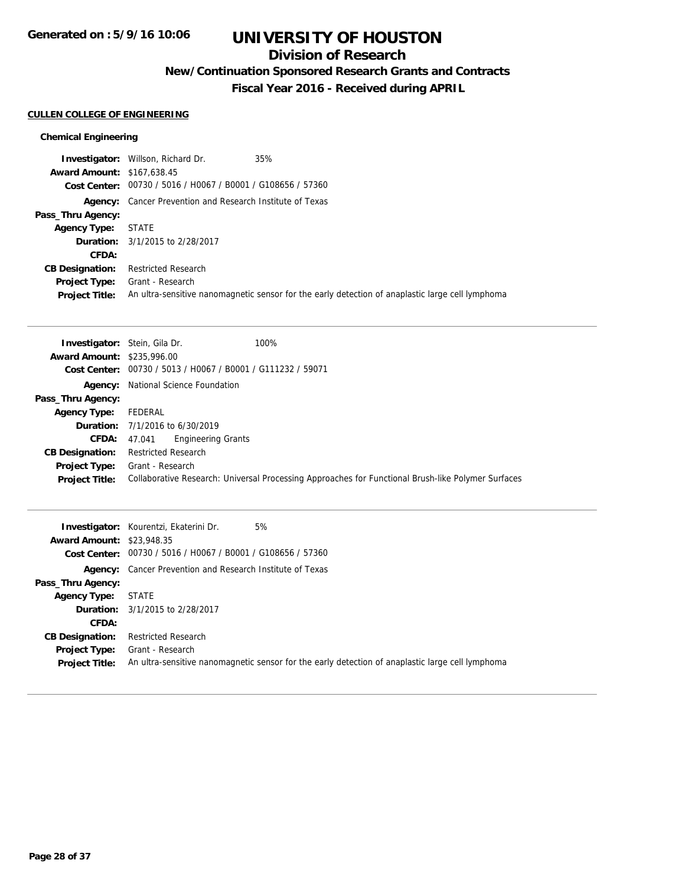# UNIVERSITY OF HOUSTON

## Division of Research

### New/Continuation Sponsored Research Grants and Contracts

### Fiscal Year 2016 - Received during APRIL

**CULLEN COLLEGE OF ENGINEERING**

#### Chemical Engineering

**Investigator:** Willson, Richard Dr. 35%
**Award Amount:** $167,638.45
**Cost Center:** 00730 / 5016 / H0067 / B0001 / G108656 / 57360
**Agency:** Cancer Prevention and Research Institute of Texas
**Pass_Thru Agency:**
**Agency Type:** STATE
**Duration:** 3/1/2015 to 2/28/2017
**CFDA:**
**CB Designation:** Restricted Research
**Project Type:** Grant - Research
**Project Title:** An ultra-sensitive nanomagnetic sensor for the early detection of anaplastic large cell lymphoma

---

**Investigator:** Stein, Gila Dr. 100%
**Award Amount:** $235,996.00
**Cost Center:** 00730 / 5013 / H0067 / B0001 / G111232 / 59071
**Agency:** National Science Foundation
**Pass_Thru Agency:**
**Agency Type:** FEDERAL
**Duration:** 7/1/2016 to 6/30/2019
**CFDA:** 47.041 Engineering Grants
**CB Designation:** Restricted Research
**Project Type:** Grant - Research
**Project Title:** Collaborative Research: Universal Processing Approaches for Functional Brush-like Polymer Surfaces

---

**Investigator:** Kourentzi, Ekaterini Dr. 5%
**Award Amount:** $23,948.35
**Cost Center:** 00730 / 5016 / H0067 / B0001 / G108656 / 57360
**Agency:** Cancer Prevention and Research Institute of Texas
**Pass_Thru Agency:**
**Agency Type:** STATE
**Duration:** 3/1/2015 to 2/28/2017
**CFDA:**
**CB Designation:** Restricted Research
**Project Type:** Grant - Research
**Project Title:** An ultra-sensitive nanomagnetic sensor for the early detection of anaplastic large cell lymphoma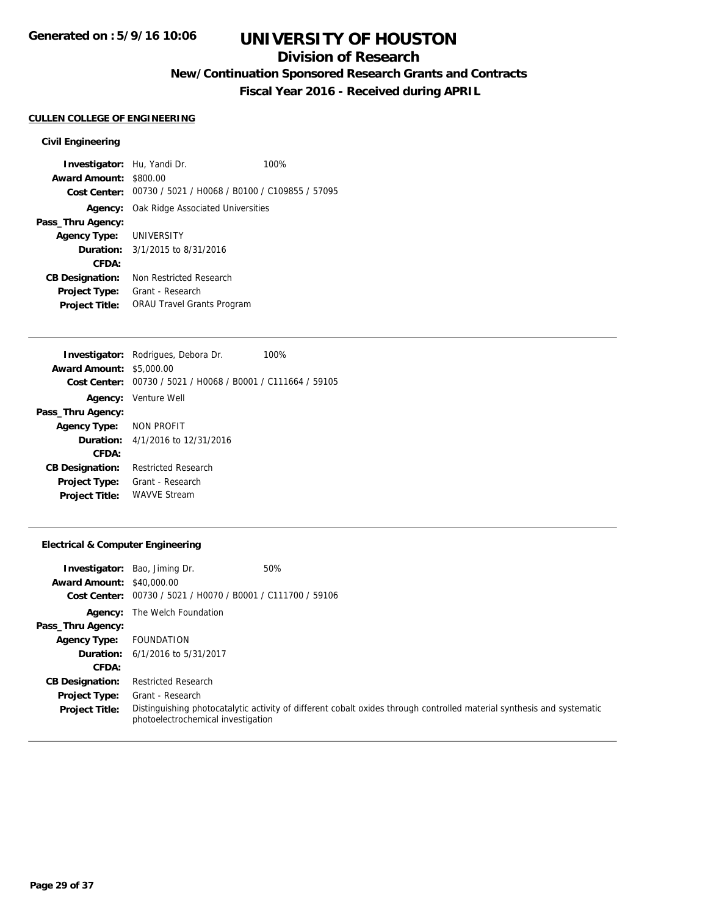# UNIVERSITY OF HOUSTON

## Division of Research

### New/Continuation Sponsored Research Grants and Contracts

### Fiscal Year 2016 - Received during APRIL

Generated on : 5/9/16 10:06

**CULLEN COLLEGE OF ENGINEERING**

**Civil Engineering**

**Investigator:** Hu, Yandi Dr. 100%
**Award Amount:** $800.00
**Cost Center:** 00730 / 5021 / H0068 / B0100 / C109855 / 57095
**Agency:** Oak Ridge Associated Universities
**Pass_Thru Agency:**
**Agency Type:** UNIVERSITY
**Duration:** 3/1/2015 to 8/31/2016
**CFDA:**
**CB Designation:** Non Restricted Research
**Project Type:** Grant - Research
**Project Title:** ORAU Travel Grants Program

---

**Investigator:** Rodrigues, Debora Dr. 100%
**Award Amount:** $5,000.00
**Cost Center:** 00730 / 5021 / H0068 / B0001 / C111664 / 59105
**Agency:** Venture Well
**Pass_Thru Agency:**
**Agency Type:** NON PROFIT
**Duration:** 4/1/2016 to 12/31/2016
**CFDA:**
**CB Designation:** Restricted Research
**Project Type:** Grant - Research
**Project Title:** WAVVE Stream

---

**Electrical & Computer Engineering**

**Investigator:** Bao, Jiming Dr. 50%
**Award Amount:** $40,000.00
**Cost Center:** 00730 / 5021 / H0070 / B0001 / C111700 / 59106
**Agency:** The Welch Foundation
**Pass_Thru Agency:**
**Agency Type:** FOUNDATION
**Duration:** 6/1/2016 to 5/31/2017
**CFDA:**
**CB Designation:** Restricted Research
**Project Type:** Grant - Research
**Project Title:** Distinguishing photocatalytic activity of different cobalt oxides through controlled material synthesis and systematic photoelectrochemical investigation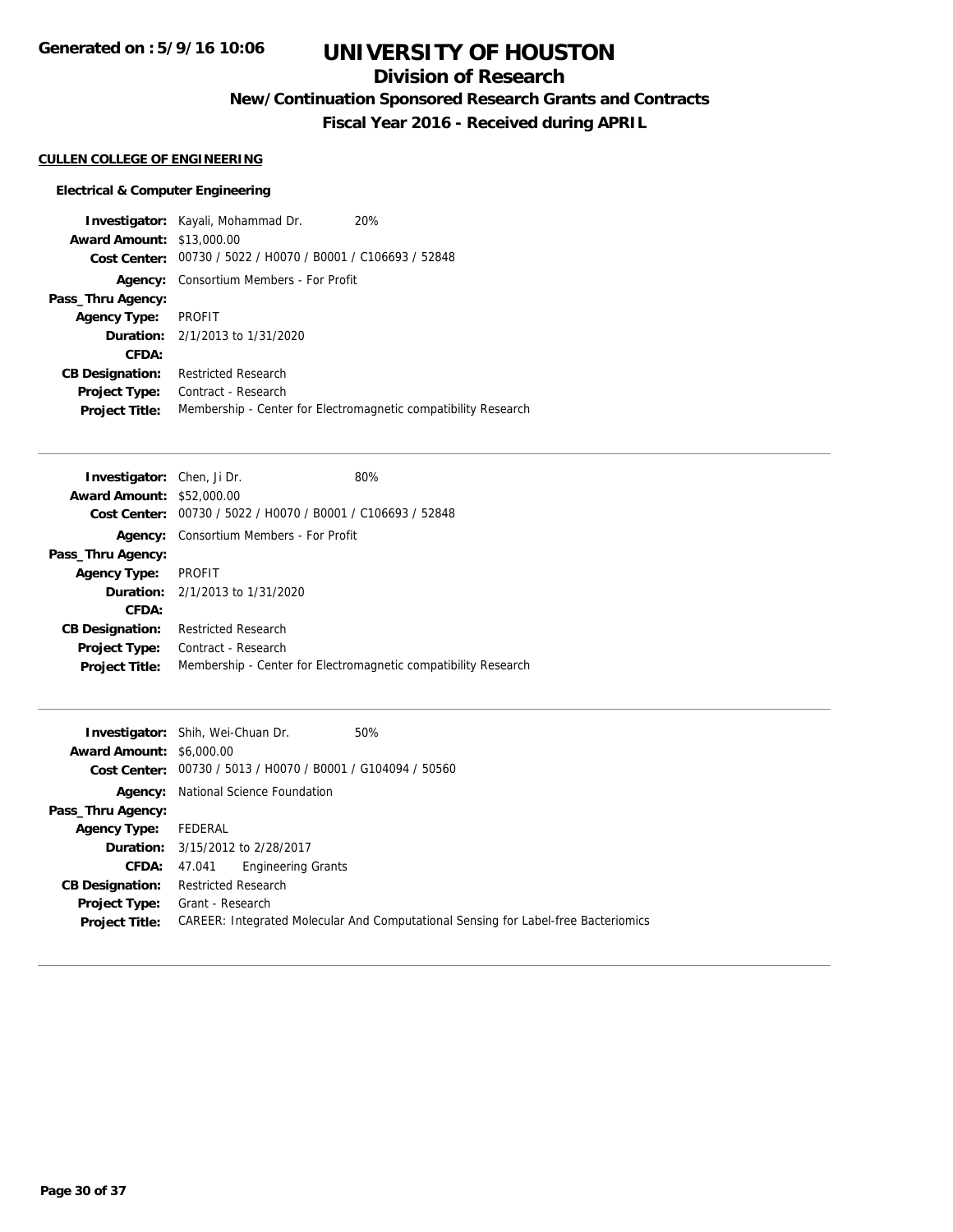# UNIVERSITY OF HOUSTON

## Division of Research

### New/Continuation Sponsored Research Grants and Contracts

### Fiscal Year 2016 - Received during APRIL

**CULLEN COLLEGE OF ENGINEERING**

**Electrical & Computer Engineering**

**Investigator:** Kayali, Mohammad Dr. 20%
**Award Amount:** $13,000.00
**Cost Center:** 00730 / 5022 / H0070 / B0001 / C106693 / 52848
**Agency:** Consortium Members - For Profit
**Pass_Thru Agency:**
**Agency Type:** PROFIT
**Duration:** 2/1/2013 to 1/31/2020
**CFDA:**
**CB Designation:** Restricted Research
**Project Type:** Contract - Research
**Project Title:** Membership - Center for Electromagnetic compatibility Research

---

**Investigator:** Chen, Ji Dr. 80%
**Award Amount:** $52,000.00
**Cost Center:** 00730 / 5022 / H0070 / B0001 / C106693 / 52848
**Agency:** Consortium Members - For Profit
**Pass_Thru Agency:**
**Agency Type:** PROFIT
**Duration:** 2/1/2013 to 1/31/2020
**CFDA:**
**CB Designation:** Restricted Research
**Project Type:** Contract - Research
**Project Title:** Membership - Center for Electromagnetic compatibility Research

---

**Investigator:** Shih, Wei-Chuan Dr. 50%
**Award Amount:** $6,000.00
**Cost Center:** 00730 / 5013 / H0070 / B0001 / G104094 / 50560
**Agency:** National Science Foundation
**Pass_Thru Agency:**
**Agency Type:** FEDERAL
**Duration:** 3/15/2012 to 2/28/2017
**CFDA:** 47.041 Engineering Grants
**CB Designation:** Restricted Research
**Project Type:** Grant - Research
**Project Title:** CAREER: Integrated Molecular And Computational Sensing for Label-free Bacteriomics

---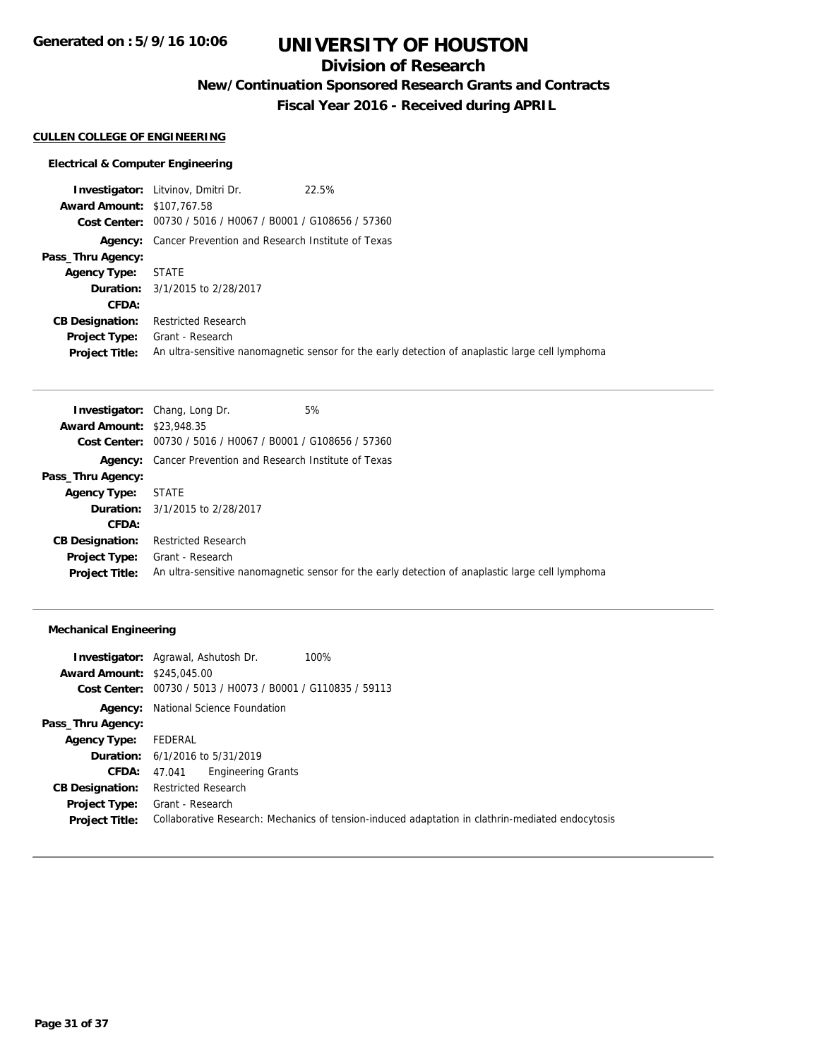# UNIVERSITY OF HOUSTON

## Division of Research

### New/Continuation Sponsored Research Grants and Contracts

### Fiscal Year 2016 - Received during APRIL

**CULLEN COLLEGE OF ENGINEERING**

#### Electrical & Computer Engineering

**Investigator:** Litvinov, Dmitri Dr. 22.5%
**Award Amount:** $107,767.58
**Cost Center:** 00730 / 5016 / H0067 / B0001 / G108656 / 57360
**Agency:** Cancer Prevention and Research Institute of Texas
**Pass_Thru Agency:**
**Agency Type:** STATE
**Duration:** 3/1/2015 to 2/28/2017
**CFDA:**
**CB Designation:** Restricted Research
**Project Type:** Grant - Research
**Project Title:** An ultra-sensitive nanomagnetic sensor for the early detection of anaplastic large cell lymphoma

---

**Investigator:** Chang, Long Dr. 5%
**Award Amount:** $23,948.35
**Cost Center:** 00730 / 5016 / H0067 / B0001 / G108656 / 57360
**Agency:** Cancer Prevention and Research Institute of Texas
**Pass_Thru Agency:**
**Agency Type:** STATE
**Duration:** 3/1/2015 to 2/28/2017
**CFDA:**
**CB Designation:** Restricted Research
**Project Type:** Grant - Research
**Project Title:** An ultra-sensitive nanomagnetic sensor for the early detection of anaplastic large cell lymphoma

---

#### Mechanical Engineering

**Investigator:** Agrawal, Ashutosh Dr. 100%
**Award Amount:** $245,045.00
**Cost Center:** 00730 / 5013 / H0073 / B0001 / G110835 / 59113
**Agency:** National Science Foundation
**Pass_Thru Agency:**
**Agency Type:** FEDERAL
**Duration:** 6/1/2016 to 5/31/2019
**CFDA:** 47.041 Engineering Grants
**CB Designation:** Restricted Research
**Project Type:** Grant - Research
**Project Title:** Collaborative Research: Mechanics of tension-induced adaptation in clathrin-mediated endocytosis

---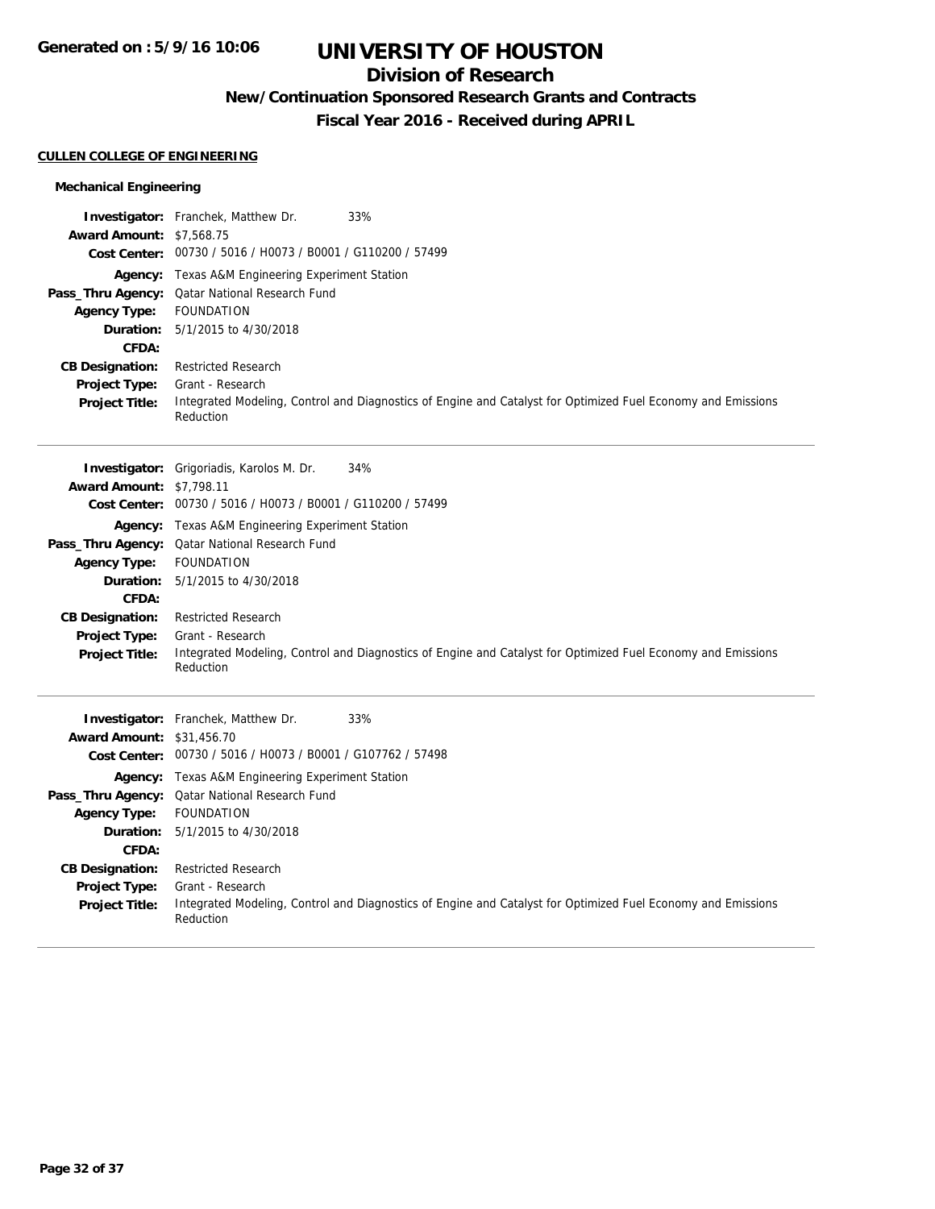# UNIVERSITY OF HOUSTON

## Division of Research

### New/Continuation Sponsored Research Grants and Contracts

### Fiscal Year 2016 - Received during APRIL

Generated on : 5/9/16 10:06

**CULLEN COLLEGE OF ENGINEERING**

**Mechanical Engineering**

**Investigator:** Franchek, Matthew Dr. 33%
**Award Amount:** $7,568.75
**Cost Center:** 00730 / 5016 / H0073 / B0001 / G110200 / 57499
**Agency:** Texas A&M Engineering Experiment Station
**Pass_Thru Agency:** Qatar National Research Fund
**Agency Type:** FOUNDATION
**Duration:** 5/1/2015 to 4/30/2018
**CFDA:**
**CB Designation:** Restricted Research
**Project Type:** Grant - Research
**Project Title:** Integrated Modeling, Control and Diagnostics of Engine and Catalyst for Optimized Fuel Economy and Emissions Reduction

---

**Investigator:** Grigoriadis, Karolos M. Dr. 34%
**Award Amount:** $7,798.11
**Cost Center:** 00730 / 5016 / H0073 / B0001 / G110200 / 57499
**Agency:** Texas A&M Engineering Experiment Station
**Pass_Thru Agency:** Qatar National Research Fund
**Agency Type:** FOUNDATION
**Duration:** 5/1/2015 to 4/30/2018
**CFDA:**
**CB Designation:** Restricted Research
**Project Type:** Grant - Research
**Project Title:** Integrated Modeling, Control and Diagnostics of Engine and Catalyst for Optimized Fuel Economy and Emissions Reduction

---

**Investigator:** Franchek, Matthew Dr. 33%
**Award Amount:** $31,456.70
**Cost Center:** 00730 / 5016 / H0073 / B0001 / G107762 / 57498
**Agency:** Texas A&M Engineering Experiment Station
**Pass_Thru Agency:** Qatar National Research Fund
**Agency Type:** FOUNDATION
**Duration:** 5/1/2015 to 4/30/2018
**CFDA:**
**CB Designation:** Restricted Research
**Project Type:** Grant - Research
**Project Title:** Integrated Modeling, Control and Diagnostics of Engine and Catalyst for Optimized Fuel Economy and Emissions Reduction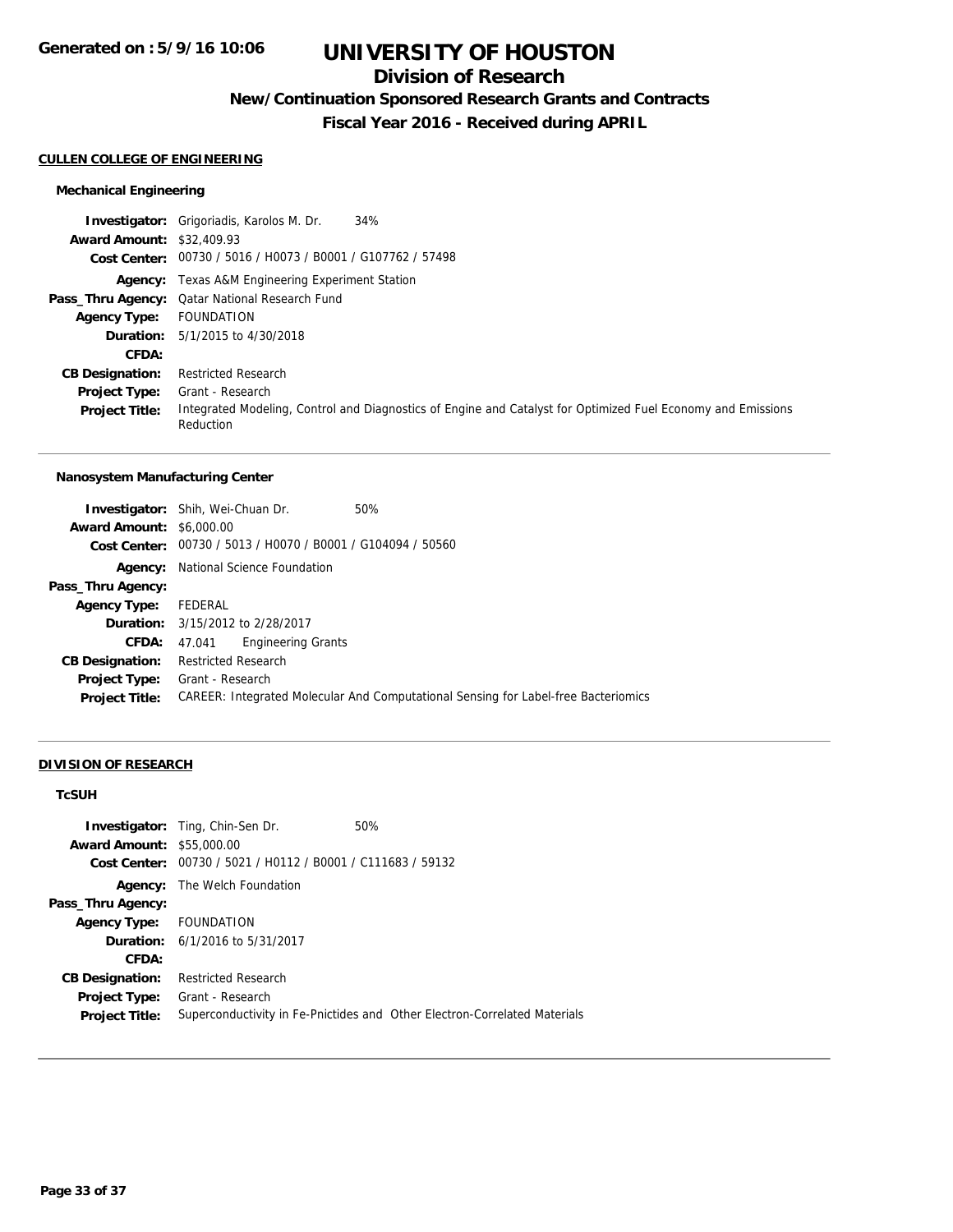# UNIVERSITY OF HOUSTON

## Division of Research

### New/Continuation Sponsored Research Grants and Contracts

### Fiscal Year 2016 - Received during APRIL

Generated on : 5/9/16 10:06

**CULLEN COLLEGE OF ENGINEERING**

**Mechanical Engineering**

| | |
|---|---|
| **Investigator:** | Grigoriadis, Karolos M. Dr. 34% |
| **Award Amount:** | $32,409.93 |
| **Cost Center:** | 00730 / 5016 / H0073 / B0001 / G107762 / 57498 |
| **Agency:** | Texas A&M Engineering Experiment Station |
| **Pass_Thru Agency:** | Qatar National Research Fund |
| **Agency Type:** | FOUNDATION |
| **Duration:** | 5/1/2015 to 4/30/2018 |
| **CFDA:** | |
| **CB Designation:** | Restricted Research |
| **Project Type:** | Grant - Research |
| **Project Title:** | Integrated Modeling, Control and Diagnostics of Engine and Catalyst for Optimized Fuel Economy and Emissions Reduction |

**Nanosystem Manufacturing Center**

| | |
|---|---|
| **Investigator:** | Shih, Wei-Chuan Dr. 50% |
| **Award Amount:** | $6,000.00 |
| **Cost Center:** | 00730 / 5013 / H0070 / B0001 / G104094 / 50560 |
| **Agency:** | National Science Foundation |
| **Pass_Thru Agency:** | |
| **Agency Type:** | FEDERAL |
| **Duration:** | 3/15/2012 to 2/28/2017 |
| **CFDA:** | 47.041 Engineering Grants |
| **CB Designation:** | Restricted Research |
| **Project Type:** | Grant - Research |
| **Project Title:** | CAREER: Integrated Molecular And Computational Sensing for Label-free Bacteriomics |

**DIVISION OF RESEARCH**

**TcSUH**

| | |
|---|---|
| **Investigator:** | Ting, Chin-Sen Dr. 50% |
| **Award Amount:** | $55,000.00 |
| **Cost Center:** | 00730 / 5021 / H0112 / B0001 / C111683 / 59132 |
| **Agency:** | The Welch Foundation |
| **Pass_Thru Agency:** | |
| **Agency Type:** | FOUNDATION |
| **Duration:** | 6/1/2016 to 5/31/2017 |
| **CFDA:** | |
| **CB Designation:** | Restricted Research |
| **Project Type:** | Grant - Research |
| **Project Title:** | Superconductivity in Fe-Pnictides and Other Electron-Correlated Materials |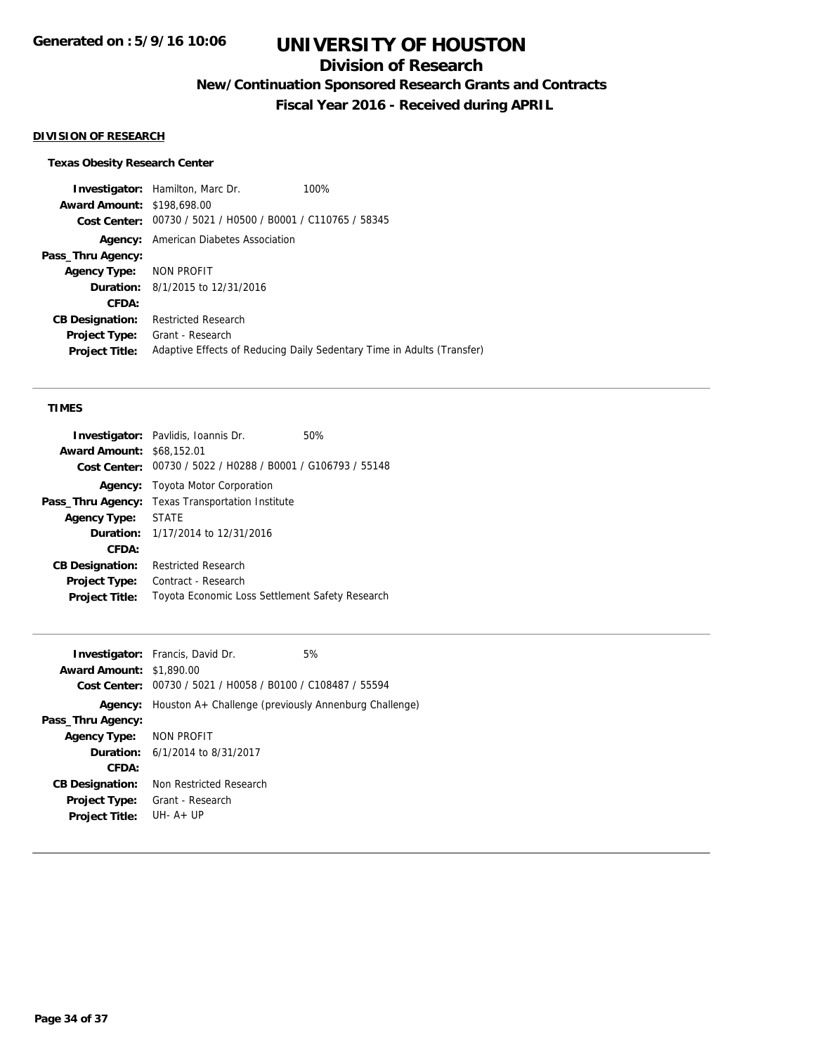# UNIVERSITY OF HOUSTON

## Division of Research

### New/Continuation Sponsored Research Grants and Contracts

### Fiscal Year 2016 - Received during APRIL

**DIVISION OF RESEARCH**

**Texas Obesity Research Center**

| | |
|---|---|
| **Investigator:** | Hamilton, Marc Dr. 100% |
| **Award Amount:** | $198,698.00 |
| **Cost Center:** | 00730 / 5021 / H0500 / B0001 / C110765 / 58345 |
| **Agency:** | American Diabetes Association |
| **Pass_Thru Agency:** | |
| **Agency Type:** | NON PROFIT |
| **Duration:** | 8/1/2015 to 12/31/2016 |
| **CFDA:** | |
| **CB Designation:** | Restricted Research |
| **Project Type:** | Grant - Research |
| **Project Title:** | Adaptive Effects of Reducing Daily Sedentary Time in Adults (Transfer) |

**TIMES**

| | |
|---|---|
| **Investigator:** | Pavlidis, Ioannis Dr. 50% |
| **Award Amount:** | $68,152.01 |
| **Cost Center:** | 00730 / 5022 / H0288 / B0001 / G106793 / 55148 |
| **Agency:** | Toyota Motor Corporation |
| **Pass_Thru Agency:** | Texas Transportation Institute |
| **Agency Type:** | STATE |
| **Duration:** | 1/17/2014 to 12/31/2016 |
| **CFDA:** | |
| **CB Designation:** | Restricted Research |
| **Project Type:** | Contract - Research |
| **Project Title:** | Toyota Economic Loss Settlement Safety Research |

| | |
|---|---|
| **Investigator:** | Francis, David Dr. 5% |
| **Award Amount:** | $1,890.00 |
| **Cost Center:** | 00730 / 5021 / H0058 / B0100 / C108487 / 55594 |
| **Agency:** | Houston A+ Challenge (previously Annenburg Challenge) |
| **Pass_Thru Agency:** | |
| **Agency Type:** | NON PROFIT |
| **Duration:** | 6/1/2014 to 8/31/2017 |
| **CFDA:** | |
| **CB Designation:** | Non Restricted Research |
| **Project Type:** | Grant - Research |
| **Project Title:** | UH- A+ UP |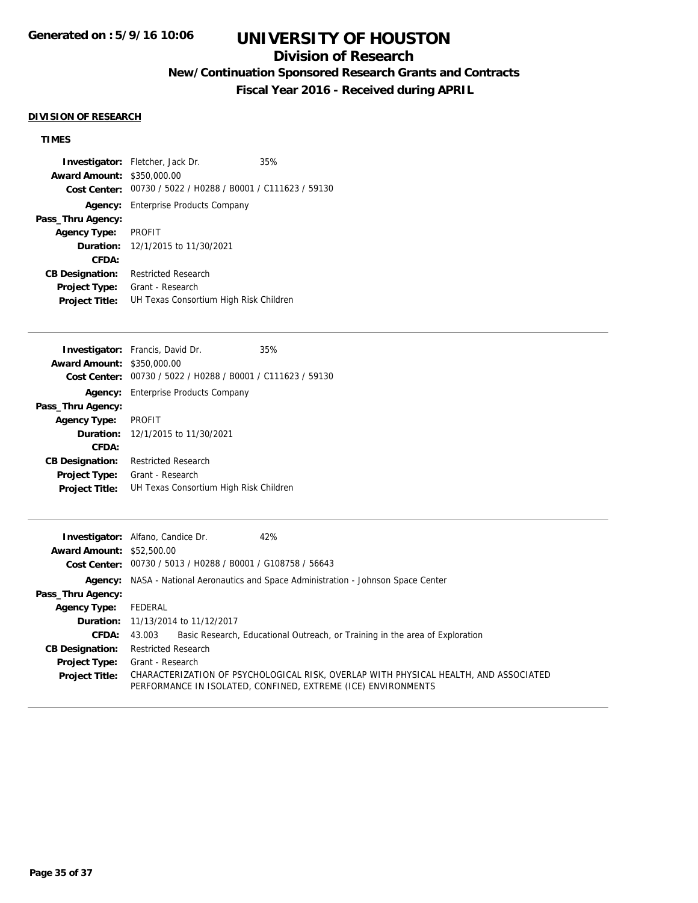# UNIVERSITY OF HOUSTON

## Division of Research

### New/Continuation Sponsored Research Grants and Contracts

### Fiscal Year 2016 - Received during APRIL

Generated on : 5/9/16 10:06

**DIVISION OF RESEARCH**

**TIMES**

**Investigator:** Fletcher, Jack Dr. 35%
**Award Amount:** $350,000.00
**Cost Center:** 00730 / 5022 / H0288 / B0001 / C111623 / 59130
**Agency:** Enterprise Products Company
**Pass_Thru Agency:**
**Agency Type:** PROFIT
**Duration:** 12/1/2015 to 11/30/2021
**CFDA:**
**CB Designation:** Restricted Research
**Project Type:** Grant - Research
**Project Title:** UH Texas Consortium High Risk Children

---

**Investigator:** Francis, David Dr. 35%
**Award Amount:** $350,000.00
**Cost Center:** 00730 / 5022 / H0288 / B0001 / C111623 / 59130
**Agency:** Enterprise Products Company
**Pass_Thru Agency:**
**Agency Type:** PROFIT
**Duration:** 12/1/2015 to 11/30/2021
**CFDA:**
**CB Designation:** Restricted Research
**Project Type:** Grant - Research
**Project Title:** UH Texas Consortium High Risk Children

---

**Investigator:** Alfano, Candice Dr. 42%
**Award Amount:** $52,500.00
**Cost Center:** 00730 / 5013 / H0288 / B0001 / G108758 / 56643
**Agency:** NASA - National Aeronautics and Space Administration - Johnson Space Center
**Pass_Thru Agency:**
**Agency Type:** FEDERAL
**Duration:** 11/13/2014 to 11/12/2017
**CFDA:** 43.003 Basic Research, Educational Outreach, or Training in the area of Exploration
**CB Designation:** Restricted Research
**Project Type:** Grant - Research
**Project Title:** CHARACTERIZATION OF PSYCHOLOGICAL RISK, OVERLAP WITH PHYSICAL HEALTH, AND ASSOCIATED PERFORMANCE IN ISOLATED, CONFINED, EXTREME (ICE) ENVIRONMENTS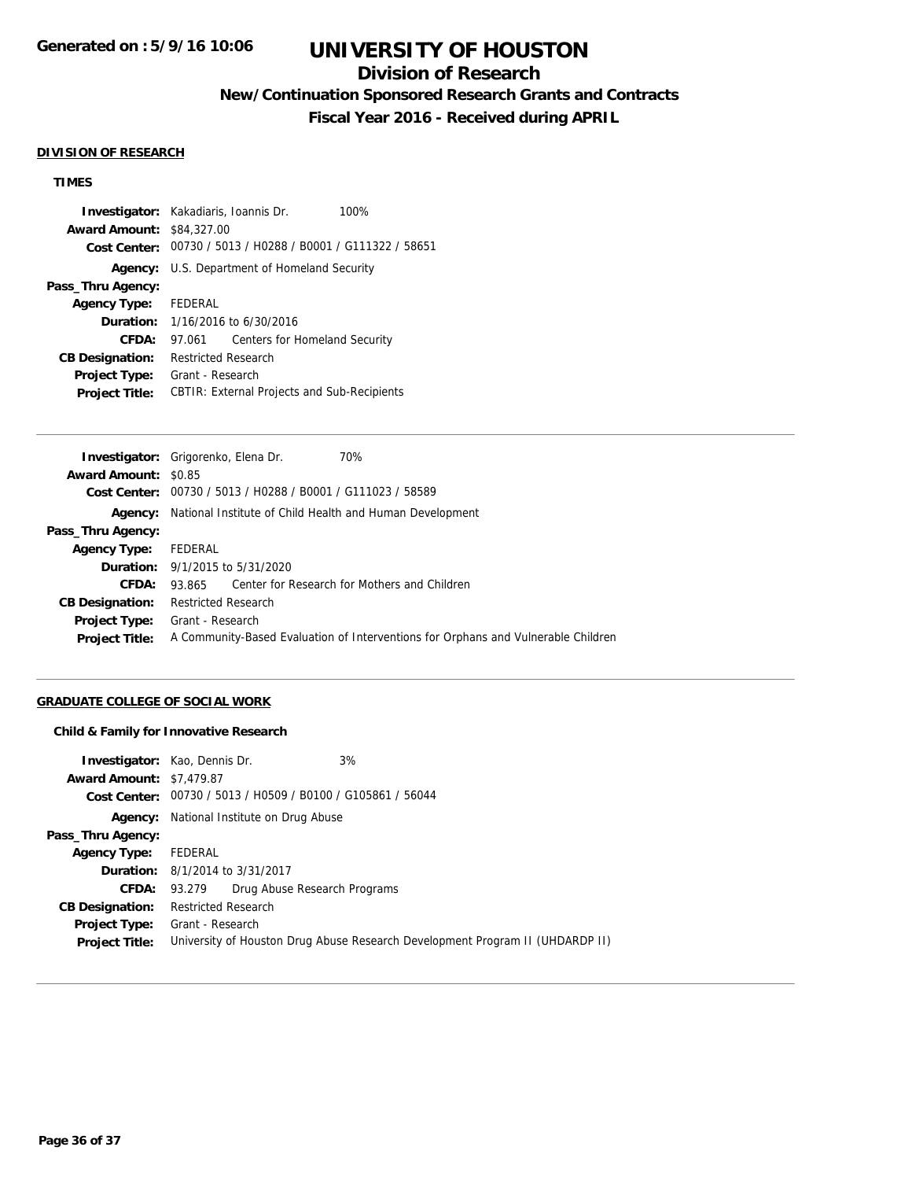**DIVISION OF RESEARCH**

**TIMES**

**Investigator:** Kakadiaris, Ioannis Dr. 100%
**Award Amount:** $84,327.00
**Cost Center:** 00730 / 5013 / H0288 / B0001 / G111322 / 58651
**Agency:** U.S. Department of Homeland Security
**Pass_Thru Agency:**
**Agency Type:** FEDERAL
**Duration:** 1/16/2016 to 6/30/2016
**CFDA:** 97.061 Centers for Homeland Security
**CB Designation:** Restricted Research
**Project Type:** Grant - Research
**Project Title:** CBTIR: External Projects and Sub-Recipients

---

**Investigator:** Grigorenko, Elena Dr. 70%
**Award Amount:** $0.85
**Cost Center:** 00730 / 5013 / H0288 / B0001 / G111023 / 58589
**Agency:** National Institute of Child Health and Human Development
**Pass_Thru Agency:**
**Agency Type:** FEDERAL
**Duration:** 9/1/2015 to 5/31/2020
**CFDA:** 93.865 Center for Research for Mothers and Children
**CB Designation:** Restricted Research
**Project Type:** Grant - Research
**Project Title:** A Community-Based Evaluation of Interventions for Orphans and Vulnerable Children

---

**GRADUATE COLLEGE OF SOCIAL WORK**

**Child & Family for Innovative Research**

**Investigator:** Kao, Dennis Dr. 3%
**Award Amount:** $7,479.87
**Cost Center:** 00730 / 5013 / H0509 / B0100 / G105861 / 56044
**Agency:** National Institute on Drug Abuse
**Pass_Thru Agency:**
**Agency Type:** FEDERAL
**Duration:** 8/1/2014 to 3/31/2017
**CFDA:** 93.279 Drug Abuse Research Programs
**CB Designation:** Restricted Research
**Project Type:** Grant - Research
**Project Title:** University of Houston Drug Abuse Research Development Program II (UHDARDP II)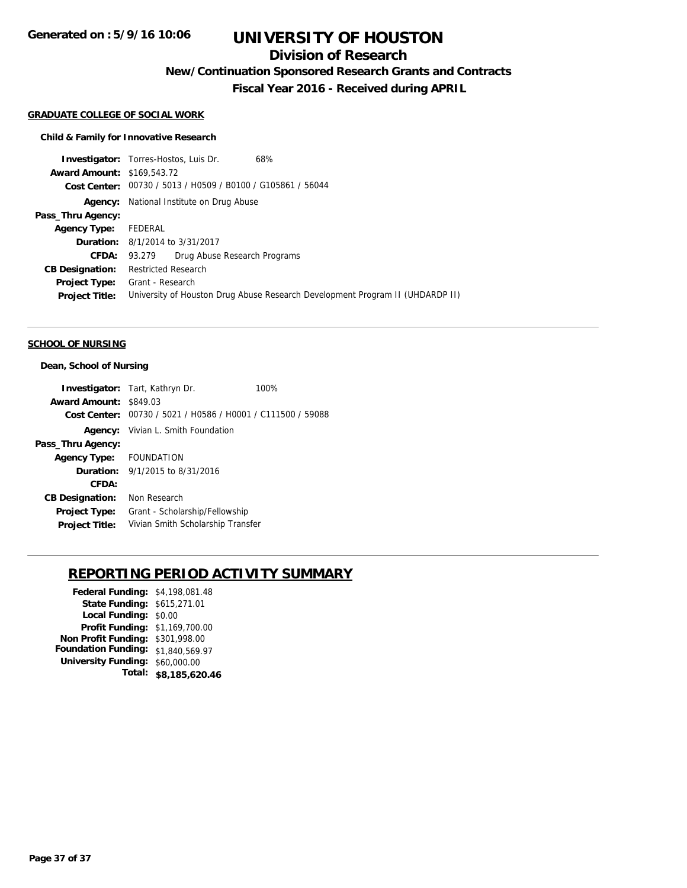**GRADUATE COLLEGE OF SOCIAL WORK**

**Child & Family for Innovative Research**

| | |
|---|---|
| **Investigator:** | Torres-Hostos, Luis Dr. 68% |
| **Award Amount:** | $169,543.72 |
| **Cost Center:** | 00730 / 5013 / H0509 / B0100 / G105861 / 56044 |
| **Agency:** | National Institute on Drug Abuse |
| **Pass_Thru Agency:** | |
| **Agency Type:** | FEDERAL |
| **Duration:** | 8/1/2014 to 3/31/2017 |
| **CFDA:** | 93.279 Drug Abuse Research Programs |
| **CB Designation:** | Restricted Research |
| **Project Type:** | Grant - Research |
| **Project Title:** | University of Houston Drug Abuse Research Development Program II (UHDARDP II) |

**SCHOOL OF NURSING**

**Dean, School of Nursing**

| | |
|---|---|
| **Investigator:** | Tart, Kathryn Dr. 100% |
| **Award Amount:** | $849.03 |
| **Cost Center:** | 00730 / 5021 / H0586 / H0001 / C111500 / 59088 |
| **Agency:** | Vivian L. Smith Foundation |
| **Pass_Thru Agency:** | |
| **Agency Type:** | FOUNDATION |
| **Duration:** | 9/1/2015 to 8/31/2016 |
| **CFDA:** | |
| **CB Designation:** | Non Research |
| **Project Type:** | Grant - Scholarship/Fellowship |
| **Project Title:** | Vivian Smith Scholarship Transfer |

## REPORTING PERIOD ACTIVITY SUMMARY

| | |
|---|---|
| **Federal Funding:** | $4,198,081.48 |
| **State Funding:** | $615,271.01 |
| **Local Funding:** | $0.00 |
| **Profit Funding:** | $1,169,700.00 |
| **Non Profit Funding:** | $301,998.00 |
| **Foundation Funding:** | $1,840,569.97 |
| **University Funding:** | $60,000.00 |
| **Total:** | **$8,185,620.46** |